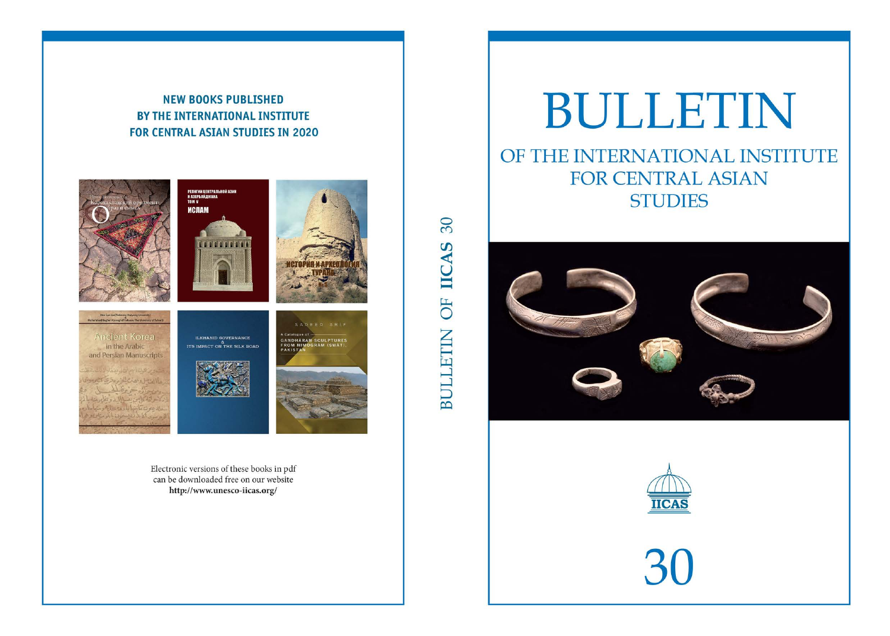## NEW BOOKS PUBLISHED BY THE INTERNATIONAL INSTITUTE FOR CENTRAL ASIAN STUDIES IN 2020

Electronic versions of these books in pdf can be downloaded free on our website
**http://www.unesco-iicas.org/**

BULLETIN OF IICAS 30

# BULLETIN

## OF THE INTERNATIONAL INSTITUTE FOR CENTRAL ASIAN STUDIES

IICAS

30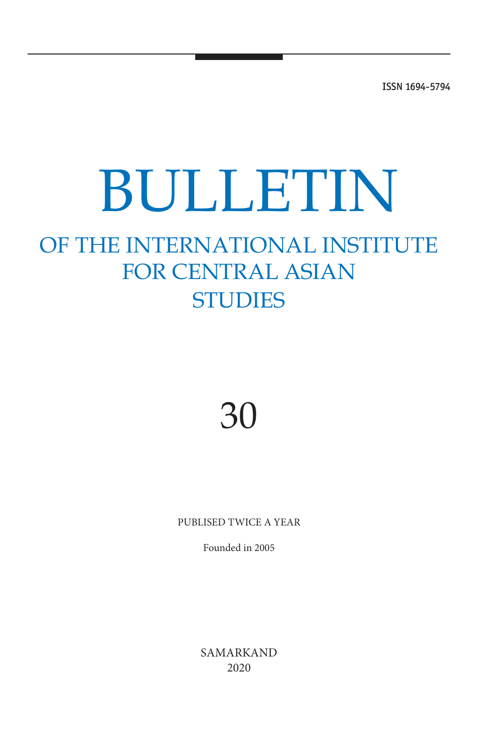ISSN 1694-5794

# BULLETIN

## OF THE INTERNATIONAL INSTITUTE FOR CENTRAL ASIAN STUDIES

# 30

PUBLISED TWICE A YEAR

Founded in 2005

SAMARKAND
2020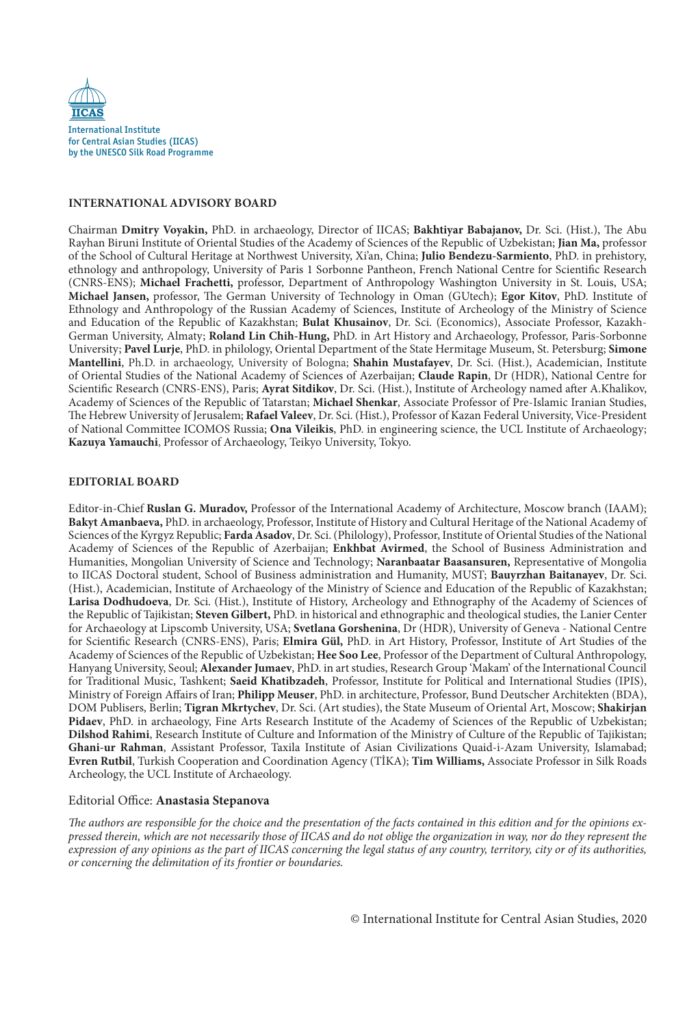IICAS

International Institute
for Central Asian Studies (IICAS)
by the UNESCO Silk Road Programme

## INTERNATIONAL ADVISORY BOARD

Chairman **Dmitry Voyakin,** PhD. in archaeology, Director of IICAS; **Bakhtiyar Babajanov,** Dr. Sci. (Hist.), The Abu Rayhan Biruni Institute of Oriental Studies of the Academy of Sciences of the Republic of Uzbekistan; **Jian Ma,** professor of the School of Cultural Heritage at Northwest University, Xi'an, China; **Julio Bendezu-Sarmiento**, PhD. in prehistory, ethnology and anthropology, University of Paris 1 Sorbonne Pantheon, French National Centre for Scientific Research (CNRS-ENS); **Michael Frachetti,** professor, Department of Anthropology Washington University in St. Louis, USA; **Michael Jansen,** professor, The German University of Technology in Oman (GUtech); **Egor Kitov**, PhD. Institute of Ethnology and Anthropology of the Russian Academy of Sciences, Institute of Archeology of the Ministry of Science and Education of the Republic of Kazakhstan; **Bulat Khusainov**, Dr. Sci. (Economics), Associate Professor, Kazakh-German University, Almaty; **Roland Lin Chih-Hung,** PhD. in Art History and Archaeology, Professor, Paris-Sorbonne University; **Pavel Lurje**, PhD. in philology, Oriental Department of the State Hermitage Museum, St. Petersburg; **Simone Mantellini**, Ph.D. in archaeology, University of Bologna; **Shahin Mustafayev**, Dr. Sci. (Hist.), Academician, Institute of Oriental Studies of the National Academy of Sciences of Azerbaijan; **Claude Rapin**, Dr (HDR), National Centre for Scientific Research (CNRS-ENS), Paris; **Ayrat Sitdikov**, Dr. Sci. (Hist.), Institute of Archeology named after A.Khalikov, Academy of Sciences of the Republic of Tatarstan; **Michael Shenkar**, Associate Professor of Pre-Islamic Iranian Studies, The Hebrew University of Jerusalem; **Rafael Valeev**, Dr. Sci. (Hist.), Professor of Kazan Federal University, Vice-President of National Committee ICOMOS Russia; **Ona Vileikis**, PhD. in engineering science, the UCL Institute of Archaeology; **Kazuya Yamauchi**, Professor of Archaeology, Teikyo University, Tokyo.

## EDITORIAL BOARD

Editor-in-Chief **Ruslan G. Muradov,** Professor of the International Academy of Architecture, Moscow branch (IAAM); **Bakyt Amanbaeva,** PhD. in archaeology, Professor, Institute of History and Cultural Heritage of the National Academy of Sciences of the Kyrgyz Republic; **Farda Asadov**, Dr. Sci. (Philology), Professor, Institute of Oriental Studies of the National Academy of Sciences of the Republic of Azerbaijan; **Enkhbat Avirmed**, the School of Business Administration and Humanities, Mongolian University of Science and Technology; **Naranbaatar Baasansuren,** Representative of Mongolia to IICAS Doctoral student, School of Business administration and Humanity, MUST; **Bauyrzhan Baitanayev**, Dr. Sci. (Hist.), Academician, Institute of Archaeology of the Ministry of Science and Education of the Republic of Kazakhstan; **Larisa Dodhudoeva**, Dr. Sci. (Hist.), Institute of History, Archeology and Ethnography of the Academy of Sciences of the Republic of Tajikistan; **Steven Gilbert,** PhD. in historical and ethnographic and theological studies, the Lanier Center for Archaeology at Lipscomb University, USA; **Svetlana Gorshenina**, Dr (HDR), University of Geneva - National Centre for Scientific Research (CNRS-ENS), Paris; **Elmira Gül,** PhD. in Art History, Professor, Institute of Art Studies of the Academy of Sciences of the Republic of Uzbekistan; **Hee Soo Lee**, Professor of the Department of Cultural Anthropology, Hanyang University, Seoul; **Alexander Jumaev**, PhD. in art studies, Research Group 'Makam' of the International Council for Traditional Music, Tashkent; **Saeid Khatibzadeh**, Professor, Institute for Political and International Studies (IPIS), Ministry of Foreign Affairs of Iran; **Philipp Meuser**, PhD. in architecture, Professor, Bund Deutscher Architekten (BDA), DOM Publisers, Berlin; **Tigran Mkrtychev**, Dr. Sci. (Art studies), the State Museum of Oriental Art, Moscow; **Shakirjan Pidaev**, PhD. in archaeology, Fine Arts Research Institute of the Academy of Sciences of the Republic of Uzbekistan; **Dilshod Rahimi**, Research Institute of Culture and Information of the Ministry of Culture of the Republic of Tajikistan; **Ghani-ur Rahman**, Assistant Professor, Taxila Institute of Asian Civilizations Quaid-i-Azam University, Islamabad; **Evren Rutbil**, Turkish Cooperation and Coordination Agency (TİKA); **Tim Williams,** Associate Professor in Silk Roads Archeology, the UCL Institute of Archaeology.

Editorial Office: **Anastasia Stepanova**

*The authors are responsible for the choice and the presentation of the facts contained in this edition and for the opinions expressed therein, which are not necessarily those of IICAS and do not oblige the organization in way, nor do they represent the expression of any opinions as the part of IICAS concerning the legal status of any country, territory, city or of its authorities, or concerning the delimitation of its frontier or boundaries.*

© International Institute for Central Asian Studies, 2020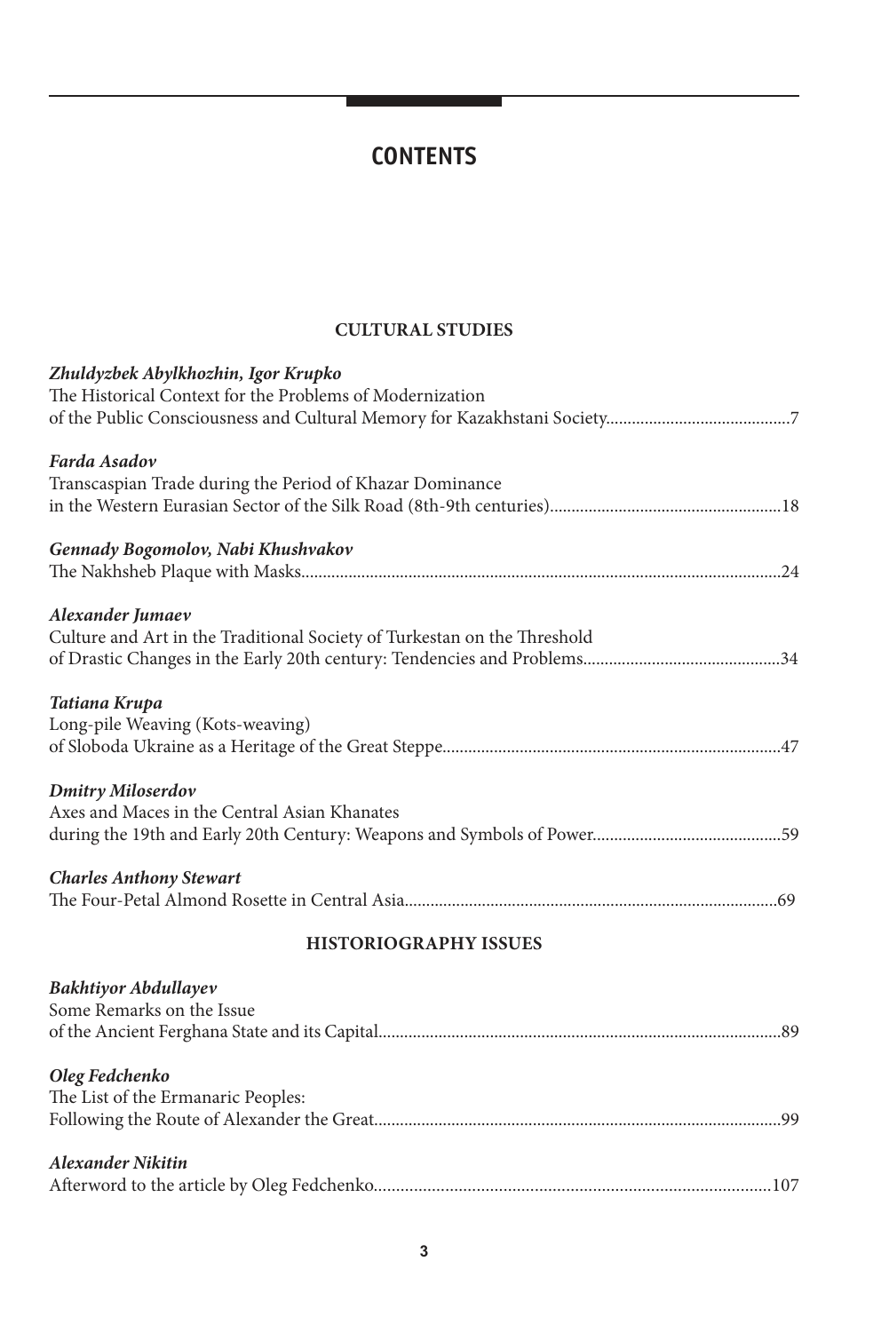# CONTENTS

## CULTURAL STUDIES

***Zhuldyzbek Abylkhozhin, Igor Krupko***
The Historical Context for the Problems of Modernization
of the Public Consciousness and Cultural Memory for Kazakhstani Society..........................................7

***Farda Asadov***
Transcaspian Trade during the Period of Khazar Dominance
in the Western Eurasian Sector of the Silk Road (8th-9th centuries).....................................................18

***Gennady Bogomolov, Nabi Khushvakov***
The Nakhsheb Plaque with Masks..............................................................................................................24

***Alexander Jumaev***
Culture and Art in the Traditional Society of Turkestan on the Threshold
of Drastic Changes in the Early 20th century: Tendencies and Problems.............................................34

***Tatiana Krupa***
Long-pile Weaving (Kots-weaving)
of Sloboda Ukraine as a Heritage of the Great Steppe.............................................................................47

***Dmitry Miloserdov***
Axes and Maces in the Central Asian Khanates
during the 19th and Early 20th Century: Weapons and Symbols of Power...........................................59

***Charles Anthony Stewart***
The Four-Petal Almond Rosette in Central Asia......................................................................................69

## HISTORIOGRAPHY ISSUES

***Bakhtiyor Abdullayev***
Some Remarks on the Issue
of the Ancient Ferghana State and its Capital............................................................................................89

***Oleg Fedchenko***
The List of the Ermanaric Peoples:
Following the Route of Alexander the Great.............................................................................................99

***Alexander Nikitin***
Afterword to the article by Oleg Fedchenko.........................................................................................107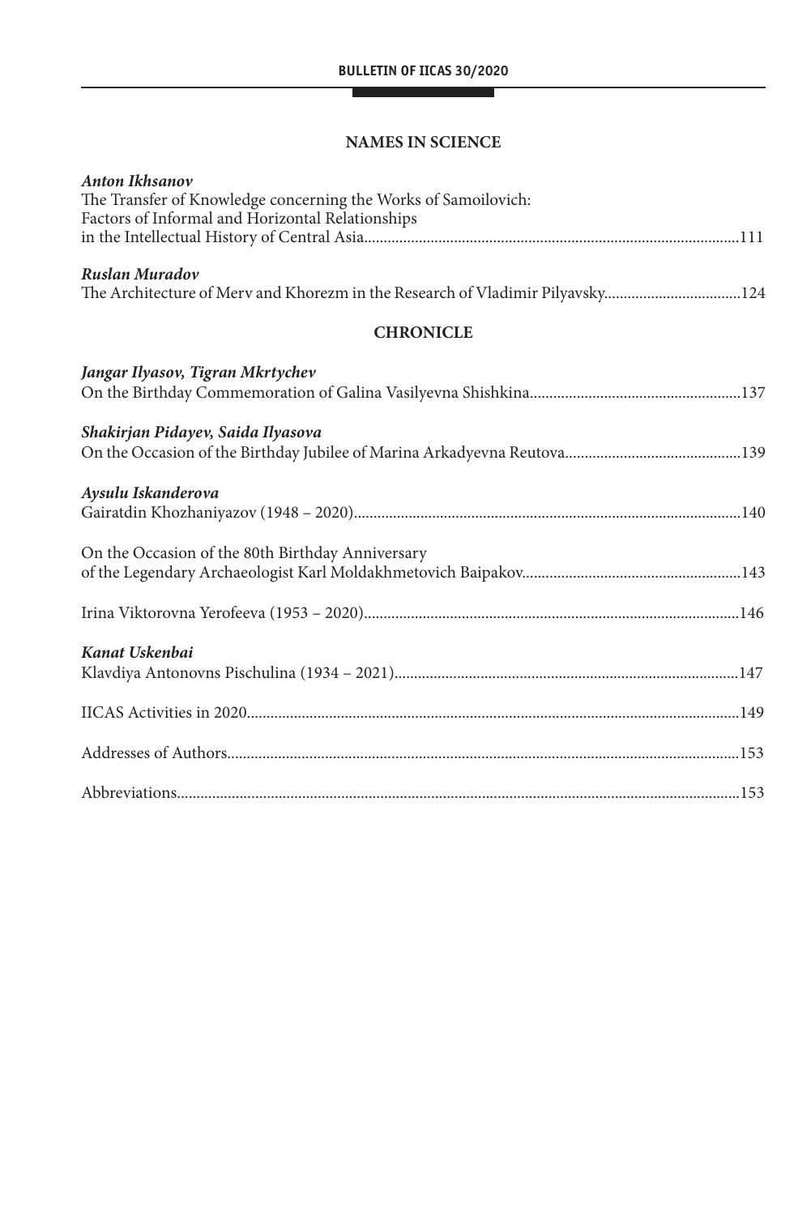## NAMES IN SCIENCE

*Anton Ikhsanov*
The Transfer of Knowledge concerning the Works of Samoilovich: Factors of Informal and Horizontal Relationships in the Intellectual History of Central Asia..............................................................................................111

*Ruslan Muradov*
The Architecture of Merv and Khorezm in the Research of Vladimir Pilyavsky..................................124

## CHRONICLE

*Jangar Ilyasov, Tigran Mkrtychev*
On the Birthday Commemoration of Galina Vasilyevna Shishkina.....................................................137

*Shakirjan Pidayev, Saida Ilyasova*
On the Occasion of the Birthday Jubilee of Marina Arkadyevna Reutova............................................139

*Aysulu Iskanderova*
Gairatdin Khozhaniyazov (1948 – 2020).................................................................................................140

On the Occasion of the 80th Birthday Anniversary of the Legendary Archaeologist Karl Moldakhmetovich Baipakov.......................................................143

Irina Viktorovna Yerofeeva (1953 – 2020)..............................................................................................146

*Kanat Uskenbai*
Klavdiya Antonovns Pischulina (1934 – 2021).......................................................................................147

IICAS Activities in 2020............................................................................................................................149

Addresses of Authors.................................................................................................................................153

Abbreviations.............................................................................................................................................153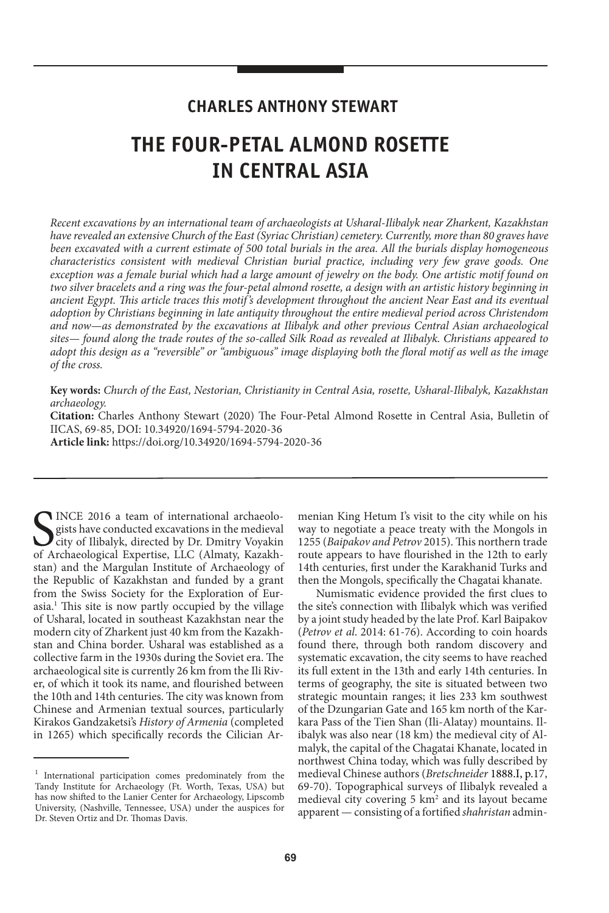**CHARLES ANTHONY STEWART**

# THE FOUR-PETAL ALMOND ROSETTE IN CENTRAL ASIA

*Recent excavations by an international team of archaeologists at Usharal-Ilibalyk near Zharkent, Kazakhstan have revealed an extensive Church of the East (Syriac Christian) cemetery. Currently, more than 80 graves have been excavated with a current estimate of 500 total burials in the area. All the burials display homogeneous characteristics consistent with medieval Christian burial practice, including very few grave goods. One exception was a female burial which had a large amount of jewelry on the body. One artistic motif found on two silver bracelets and a ring was the four-petal almond rosette, a design with an artistic history beginning in ancient Egypt. This article traces this motif's development throughout the ancient Near East and its eventual adoption by Christians beginning in late antiquity throughout the entire medieval period across Christendom and now—as demonstrated by the excavations at Ilibalyk and other previous Central Asian archaeological sites— found along the trade routes of the so-called Silk Road as revealed at Ilibalyk. Christians appeared to adopt this design as a "reversible" or "ambiguous" image displaying both the floral motif as well as the image of the cross.*

**Key words:** *Church of the East, Nestorian, Christianity in Central Asia, rosette, Usharal-Ilibalyk, Kazakhstan archaeology.*

**Citation:** Charles Anthony Stewart (2020) The Four-Petal Almond Rosette in Central Asia, Bulletin of IICAS, 69-85, DOI: 10.34920/1694-5794-2020-36

**Article link:** https://doi.org/10.34920/1694-5794-2020-36

SINCE 2016 a team of international archaeologists have conducted excavations in the medieval city of Ilibalyk, directed by Dr. Dmitry Voyakin of Archaeological Expertise, LLC (Almaty, Kazakhstan) and the Margulan Institute of Archaeology of the Republic of Kazakhstan and funded by a grant from the Swiss Society for the Exploration of Eurasia.[1] This site is now partly occupied by the village of Usharal, located in southeast Kazakhstan near the modern city of Zharkent just 40 km from the Kazakhstan and China border. Usharal was established as a collective farm in the 1930s during the Soviet era. The archaeological site is currently 26 km from the Ili River, of which it took its name, and flourished between the 10th and 14th centuries. The city was known from Chinese and Armenian textual sources, particularly Kirakos Gandzaketsi's *History of Armenia* (completed in 1265) which specifically records the Cilician Armenian King Hetum I's visit to the city while on his way to negotiate a peace treaty with the Mongols in 1255 (*Baipakov and Petrov* 2015). This northern trade route appears to have flourished in the 12th to early 14th centuries, first under the Karakhanid Turks and then the Mongols, specifically the Chagatai khanate.

Numismatic evidence provided the first clues to the site's connection with Ilibalyk which was verified by a joint study headed by the late Prof. Karl Baipakov (*Petrov et al.* 2014: 61-76). According to coin hoards found there, through both random discovery and systematic excavation, the city seems to have reached its full extent in the 13th and early 14th centuries. In terms of geography, the site is situated between two strategic mountain ranges; it lies 233 km southwest of the Dzungarian Gate and 165 km north of the Karkara Pass of the Tien Shan (Ili-Alatay) mountains. Ilibalyk was also near (18 km) the medieval city of Almalyk, the capital of the Chagatai Khanate, located in northwest China today, which was fully described by medieval Chinese authors (*Bretschneider* 1888.I, p.17, 69-70). Topographical surveys of Ilibalyk revealed a medieval city covering 5 km$^2$ and its layout became apparent — consisting of a fortified *shahristan* admin-

[1] International participation comes predominately from the Tandy Institute for Archaeology (Ft. Worth, Texas, USA) but has now shifted to the Lanier Center for Archaeology, Lipscomb University, (Nashville, Tennessee, USA) under the auspices for Dr. Steven Ortiz and Dr. Thomas Davis.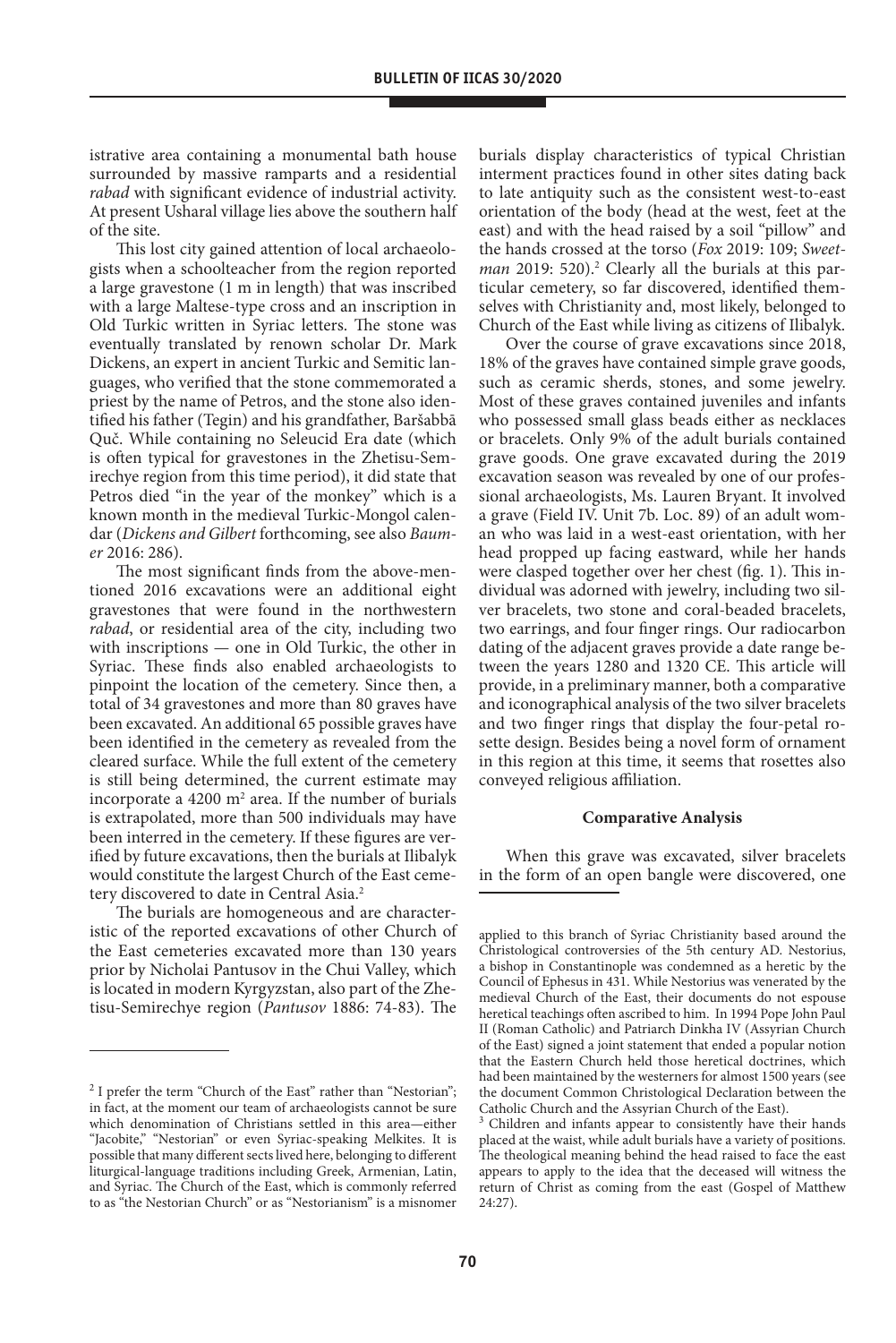istrative area containing a monumental bath house surrounded by massive ramparts and a residential *rabad* with significant evidence of industrial activity. At present Usharal village lies above the southern half of the site.

This lost city gained attention of local archaeologists when a schoolteacher from the region reported a large gravestone (1 m in length) that was inscribed with a large Maltese-type cross and an inscription in Old Turkic written in Syriac letters. The stone was eventually translated by renown scholar Dr. Mark Dickens, an expert in ancient Turkic and Semitic languages, who verified that the stone commemorated a priest by the name of Petros, and the stone also identified his father (Tegin) and his grandfather, Baršabbā Quč. While containing no Seleucid Era date (which is often typical for gravestones in the Zhetisu-Semirechye region from this time period), it did state that Petros died "in the year of the monkey" which is a known month in the medieval Turkic-Mongol calendar (*Dickens and Gilbert* forthcoming, see also *Baumer* 2016: 286).

The most significant finds from the above-mentioned 2016 excavations were an additional eight gravestones that were found in the northwestern *rabad*, or residential area of the city, including two with inscriptions — one in Old Turkic, the other in Syriac. These finds also enabled archaeologists to pinpoint the location of the cemetery. Since then, a total of 34 gravestones and more than 80 graves have been excavated. An additional 65 possible graves have been identified in the cemetery as revealed from the cleared surface. While the full extent of the cemetery is still being determined, the current estimate may incorporate a 4200 m² area. If the number of burials is extrapolated, more than 500 individuals may have been interred in the cemetery. If these figures are verified by future excavations, then the burials at Ilibalyk would constitute the largest Church of the East cemetery discovered to date in Central Asia.[2]

The burials are homogeneous and are characteristic of the reported excavations of other Church of the East cemeteries excavated more than 130 years prior by Nicholai Pantusov in the Chui Valley, which is located in modern Kyrgyzstan, also part of the Zhetisu-Semirechye region (*Pantusov* 1886: 74-83). The burials display characteristics of typical Christian interment practices found in other sites dating back to late antiquity such as the consistent west-to-east orientation of the body (head at the west, feet at the east) and with the head raised by a soil "pillow" and the hands crossed at the torso (*Fox* 2019: 109; *Sweetman* 2019: 520).[2] Clearly all the burials at this particular cemetery, so far discovered, identified themselves with Christianity and, most likely, belonged to Church of the East while living as citizens of Ilibalyk.

Over the course of grave excavations since 2018, 18% of the graves have contained simple grave goods, such as ceramic sherds, stones, and some jewelry. Most of these graves contained juveniles and infants who possessed small glass beads either as necklaces or bracelets. Only 9% of the adult burials contained grave goods. One grave excavated during the 2019 excavation season was revealed by one of our professional archaeologists, Ms. Lauren Bryant. It involved a grave (Field IV. Unit 7b. Loc. 89) of an adult woman who was laid in a west-east orientation, with her head propped up facing eastward, while her hands were clasped together over her chest (fig. 1). This individual was adorned with jewelry, including two silver bracelets, two stone and coral-beaded bracelets, two earrings, and four finger rings. Our radiocarbon dating of the adjacent graves provide a date range between the years 1280 and 1320 CE. This article will provide, in a preliminary manner, both a comparative and iconographical analysis of the two silver bracelets and two finger rings that display the four-petal rosette design. Besides being a novel form of ornament in this region at this time, it seems that rosettes also conveyed religious affiliation.

### Comparative Analysis

When this grave was excavated, silver bracelets in the form of an open bangle were discovered, one

---

[2] I prefer the term "Church of the East" rather than "Nestorian"; in fact, at the moment our team of archaeologists cannot be sure which denomination of Christians settled in this area—either "Jacobite," "Nestorian" or even Syriac-speaking Melkites. It is possible that many different sects lived here, belonging to different liturgical-language traditions including Greek, Armenian, Latin, and Syriac. The Church of the East, which is commonly referred to as "the Nestorian Church" or as "Nestorianism" is a misnomer applied to this branch of Syriac Christianity based around the Christological controversies of the 5th century AD. Nestorius, a bishop in Constantinople was condemned as a heretic by the Council of Ephesus in 431. While Nestorius was venerated by the medieval Church of the East, their documents do not espouse heretical teachings often ascribed to him. In 1994 Pope John Paul II (Roman Catholic) and Patriarch Dinkha IV (Assyrian Church of the East) signed a joint statement that ended a popular notion that the Eastern Church held those heretical doctrines, which had been maintained by the westerners for almost 1500 years (see the document Common Christological Declaration between the Catholic Church and the Assyrian Church of the East).

[3] Children and infants appear to consistently have their hands placed at the waist, while adult burials have a variety of positions. The theological meaning behind the head raised to face the east appears to apply to the idea that the deceased will witness the return of Christ as coming from the east (Gospel of Matthew 24:27).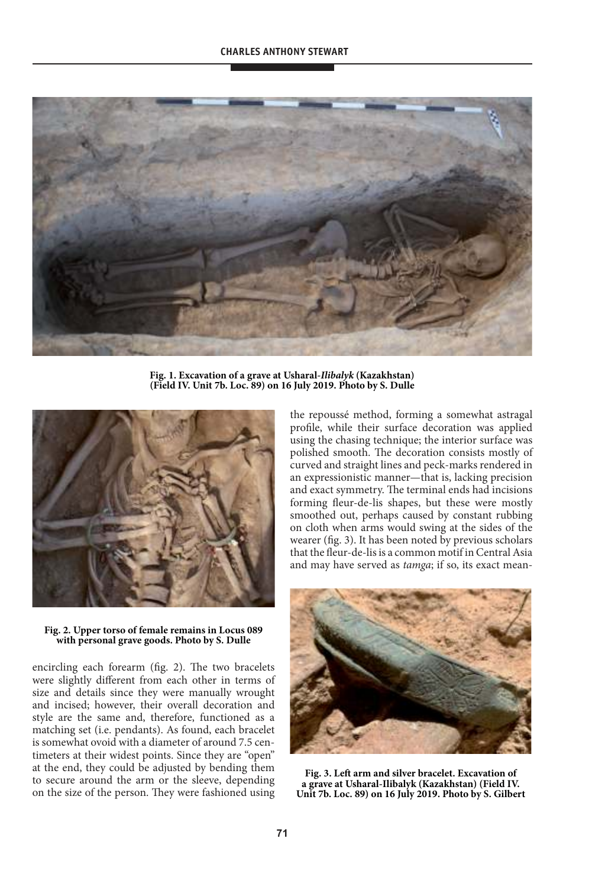**Fig. 1. Excavation of a grave at Usharal-*Ilibalyk* (Kazakhstan) (Field IV. Unit 7b. Loc. 89) on 16 July 2019. Photo by S. Dulle**

**Fig. 2. Upper torso of female remains in Locus 089 with personal grave goods. Photo by S. Dulle**

encircling each forearm (fig. 2). The two bracelets were slightly different from each other in terms of size and details since they were manually wrought and incised; however, their overall decoration and style are the same and, therefore, functioned as a matching set (i.e. pendants). As found, each bracelet is somewhat ovoid with a diameter of around 7.5 centimeters at their widest points. Since they are "open" at the end, they could be adjusted by bending them to secure around the arm or the sleeve, depending on the size of the person. They were fashioned using the repoussé method, forming a somewhat astragal profile, while their surface decoration was applied using the chasing technique; the interior surface was polished smooth. The decoration consists mostly of curved and straight lines and peck-marks rendered in an expressionistic manner—that is, lacking precision and exact symmetry. The terminal ends had incisions forming fleur-de-lis shapes, but these were mostly smoothed out, perhaps caused by constant rubbing on cloth when arms would swing at the sides of the wearer (fig. 3). It has been noted by previous scholars that the fleur-de-lis is a common motif in Central Asia and may have served as *tamga*; if so, its exact mean-

**Fig. 3. Left arm and silver bracelet. Excavation of a grave at Usharal-Ilibalyk (Kazakhstan) (Field IV. Unit 7b. Loc. 89) on 16 July 2019. Photo by S. Gilbert**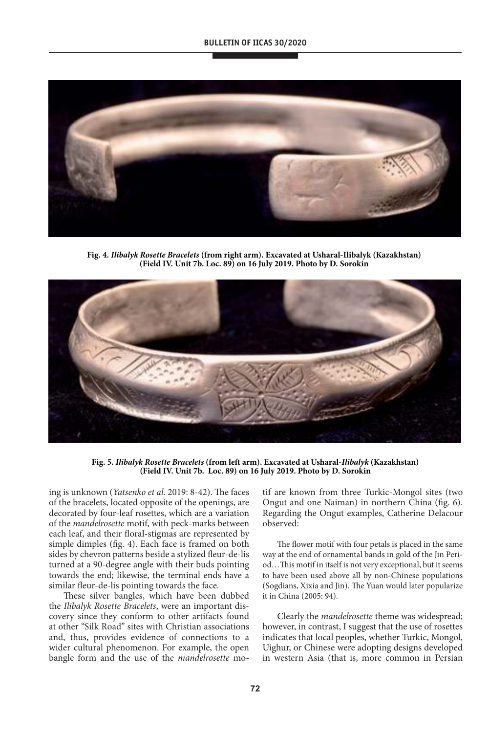**Fig. 4. *Ilibalyk Rosette Bracelets* (from right arm). Excavated at Usharal-Ilibalyk (Kazakhstan) (Field IV. Unit 7b. Loc. 89) on 16 July 2019. Photo by D. Sorokin**

**Fig. 5. *Ilibalyk Rosette Bracelets* (from left arm). Excavated at Usharal-*Ilibalyk* (Kazakhstan) (Field IV. Unit 7b. Loc. 89) on 16 July 2019. Photo by D. Sorokin**

ing is unknown (*Yatsenko et al.* 2019: 8-42). The faces of the bracelets, located opposite of the openings, are decorated by four-leaf rosettes, which are a variation of the *mandelrosette* motif, with peck-marks between each leaf, and their floral-stigmas are represented by simple dimples (fig. 4). Each face is framed on both sides by chevron patterns beside a stylized fleur-de-lis turned at a 90-degree angle with their buds pointing towards the end; likewise, the terminal ends have a similar fleur-de-lis pointing towards the face.

These silver bangles, which have been dubbed the *Ilibalyk Rosette Bracelets*, were an important discovery since they conform to other artifacts found at other "Silk Road" sites with Christian associations and, thus, provides evidence of connections to a wider cultural phenomenon. For example, the open bangle form and the use of the *mandelrosette* motif are known from three Turkic-Mongol sites (two Ongut and one Naiman) in northern China (fig. 6). Regarding the Ongut examples, Catherine Delacour observed:

> The flower motif with four petals is placed in the same way at the end of ornamental bands in gold of the Jin Period…This motif in itself is not very exceptional, but it seems to have been used above all by non-Chinese populations (Sogdians, Xixia and Jin). The Yuan would later popularize it in China (2005: 94).

Clearly the *mandelrosette* theme was widespread; however, in contrast, I suggest that the use of rosettes indicates that local peoples, whether Turkic, Mongol, Uighur, or Chinese were adopting designs developed in western Asia (that is, more common in Persian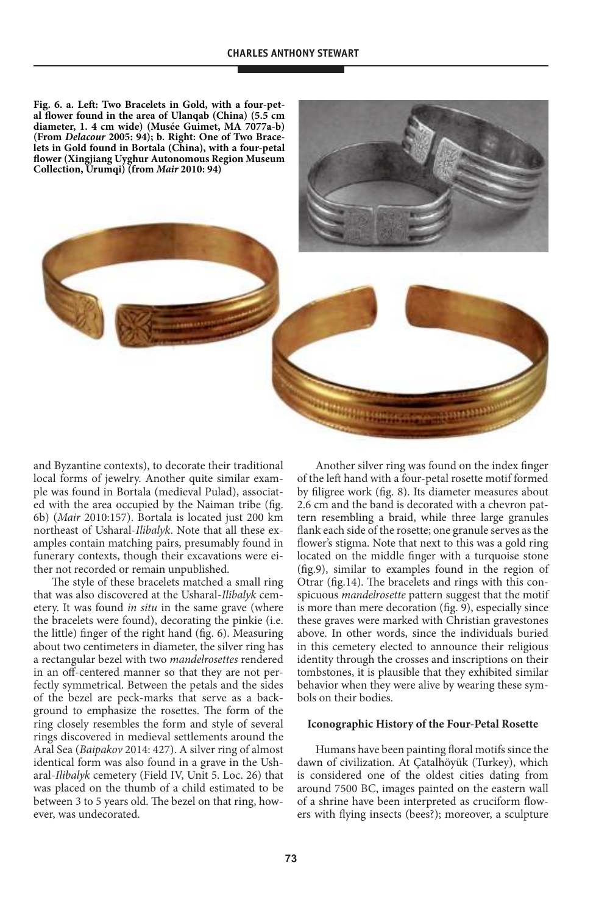**Fig. 6. a. Left: Two Bracelets in Gold, with a four-petal flower found in the area of Ulanqab (China) (5.5 cm diameter, 1. 4 cm wide) (Musée Guimet, MA 7077a-b) (From *Delacour* 2005: 94); b. Right: One of Two Bracelets in Gold found in Bortala (China), with a four-petal flower (Xingjiang Uyghur Autonomous Region Museum Collection, Ürumqi) (from *Mair* 2010: 94)**

and Byzantine contexts), to decorate their traditional local forms of jewelry. Another quite similar example was found in Bortala (medieval Pulad), associated with the area occupied by the Naiman tribe (fig. 6b) (*Mair* 2010:157). Bortala is located just 200 km northeast of Usharal-*Ilibalyk*. Note that all these examples contain matching pairs, presumably found in funerary contexts, though their excavations were either not recorded or remain unpublished.

The style of these bracelets matched a small ring that was also discovered at the Usharal-*Ilibalyk* cemetery. It was found *in situ* in the same grave (where the bracelets were found), decorating the pinkie (i.e. the little) finger of the right hand (fig. 6). Measuring about two centimeters in diameter, the silver ring has a rectangular bezel with two *mandelrosettes* rendered in an off-centered manner so that they are not perfectly symmetrical. Between the petals and the sides of the bezel are peck-marks that serve as a background to emphasize the rosettes. The form of the ring closely resembles the form and style of several rings discovered in medieval settlements around the Aral Sea (*Baipakov* 2014: 427). A silver ring of almost identical form was also found in a grave in the Usharal-*Ilibalyk* cemetery (Field IV, Unit 5. Loc. 26) that was placed on the thumb of a child estimated to be between 3 to 5 years old. The bezel on that ring, however, was undecorated.

Another silver ring was found on the index finger of the left hand with a four-petal rosette motif formed by filigree work (fig. 8). Its diameter measures about 2.6 cm and the band is decorated with a chevron pattern resembling a braid, while three large granules flank each side of the rosette; one granule serves as the flower's stigma. Note that next to this was a gold ring located on the middle finger with a turquoise stone (fig.9), similar to examples found in the region of Otrar (fig.14). The bracelets and rings with this conspicuous *mandelrosette* pattern suggest that the motif is more than mere decoration (fig. 9), especially since these graves were marked with Christian gravestones above. In other words, since the individuals buried in this cemetery elected to announce their religious identity through the crosses and inscriptions on their tombstones, it is plausible that they exhibited similar behavior when they were alive by wearing these symbols on their bodies.

#### Iconographic History of the Four-Petal Rosette

Humans have been painting floral motifs since the dawn of civilization. At Çatalhöyük (Turkey), which is considered one of the oldest cities dating from around 7500 BC, images painted on the eastern wall of a shrine have been interpreted as cruciform flowers with flying insects (bees?); moreover, a sculpture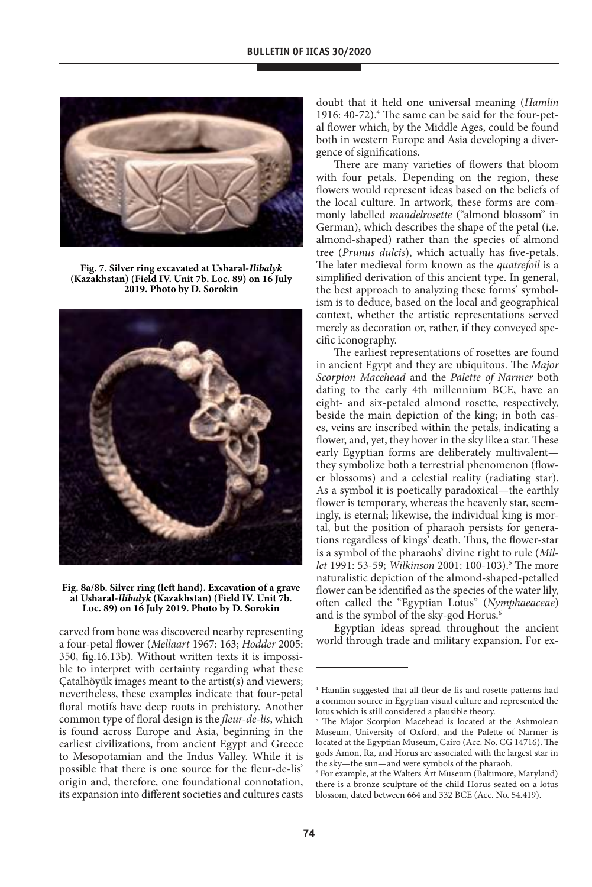Fig. 7. Silver ring excavated at Usharal-*Ilibalyk* (Kazakhstan) (Field IV. Unit 7b. Loc. 89) on 16 July 2019. Photo by D. Sorokin

Fig. 8a/8b. Silver ring (left hand). Excavation of a grave at Usharal-*Ilibalyk* (Kazakhstan) (Field IV. Unit 7b. Loc. 89) on 16 July 2019. Photo by D. Sorokin

carved from bone was discovered nearby representing a four-petal flower (*Mellaart* 1967: 163; *Hodder* 2005: 350, fig.16.13b). Without written texts it is impossible to interpret with certainty regarding what these Çatalhöyük images meant to the artist(s) and viewers; nevertheless, these examples indicate that four-petal floral motifs have deep roots in prehistory. Another common type of floral design is the *fleur-de-lis*, which is found across Europe and Asia, beginning in the earliest civilizations, from ancient Egypt and Greece to Mesopotamian and the Indus Valley. While it is possible that there is one source for the fleur-de-lis' origin and, therefore, one foundational connotation, its expansion into different societies and cultures casts doubt that it held one universal meaning (*Hamlin* 1916: 40-72).[4] The same can be said for the four-petal flower which, by the Middle Ages, could be found both in western Europe and Asia developing a divergence of significations.

There are many varieties of flowers that bloom with four petals. Depending on the region, these flowers would represent ideas based on the beliefs of the local culture. In artwork, these forms are commonly labelled *mandelrosette* ("almond blossom" in German), which describes the shape of the petal (i.e. almond-shaped) rather than the species of almond tree (*Prunus dulcis*), which actually has five-petals. The later medieval form known as the *quatrefoil* is a simplified derivation of this ancient type. In general, the best approach to analyzing these forms' symbolism is to deduce, based on the local and geographical context, whether the artistic representations served merely as decoration or, rather, if they conveyed specific iconography.

The earliest representations of rosettes are found in ancient Egypt and they are ubiquitous. The *Major Scorpion Macehead* and the *Palette of Narmer* both dating to the early 4th millennium BCE, have an eight- and six-petaled almond rosette, respectively, beside the main depiction of the king; in both cases, veins are inscribed within the petals, indicating a flower, and, yet, they hover in the sky like a star. These early Egyptian forms are deliberately multivalent—they symbolize both a terrestrial phenomenon (flower blossoms) and a celestial reality (radiating star). As a symbol it is poetically paradoxical—the earthly flower is temporary, whereas the heavenly star, seemingly, is eternal; likewise, the individual king is mortal, but the position of pharaoh persists for generations regardless of kings' death. Thus, the flower-star is a symbol of the pharaohs' divine right to rule (*Millet* 1991: 53-59; *Wilkinson* 2001: 100-103).[5] The more naturalistic depiction of the almond-shaped-petalled flower can be identified as the species of the water lily, often called the "Egyptian Lotus" (*Nymphaeaceae*) and is the symbol of the sky-god Horus.[6]

Egyptian ideas spread throughout the ancient world through trade and military expansion. For ex-

---

[4] Hamlin suggested that all fleur-de-lis and rosette patterns had a common source in Egyptian visual culture and represented the lotus which is still considered a plausible theory.

[5] The Major Scorpion Macehead is located at the Ashmolean Museum, University of Oxford, and the Palette of Narmer is located at the Egyptian Museum, Cairo (Acc. No. CG 14716). The gods Amon, Ra, and Horus are associated with the largest star in the sky—the sun—and were symbols of the pharaoh.

[6] For example, at the Walters Art Museum (Baltimore, Maryland) there is a bronze sculpture of the child Horus seated on a lotus blossom, dated between 664 and 332 BCE (Acc. No. 54.419).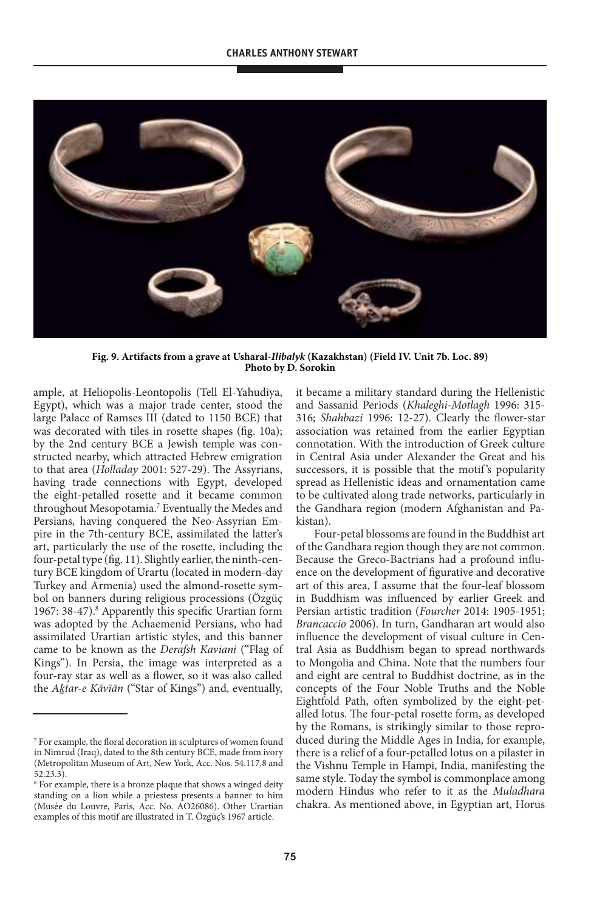**Fig. 9. Artifacts from a grave at Usharal-*Ilibalyk* (Kazakhstan) (Field IV. Unit 7b. Loc. 89)**
**Photo by D. Sorokin**

ample, at Heliopolis-Leontopolis (Tell El-Yahudiya, Egypt), which was a major trade center, stood the large Palace of Ramses III (dated to 1150 BCE) that was decorated with tiles in rosette shapes (fig. 10a); by the 2nd century BCE a Jewish temple was constructed nearby, which attracted Hebrew emigration to that area (*Holladay* 2001: 527-29). The Assyrians, having trade connections with Egypt, developed the eight-petalled rosette and it became common throughout Mesopotamia.[7] Eventually the Medes and Persians, having conquered the Neo-Assyrian Empire in the 7th-century BCE, assimilated the latter's art, particularly the use of the rosette, including the four-petal type (fig. 11). Slightly earlier, the ninth-century BCE kingdom of Urartu (located in modern-day Turkey and Armenia) used the almond-rosette symbol on banners during religious processions (Özgüç 1967: 38-47).[8] Apparently this specific Urartian form was adopted by the Achaemenid Persians, who had assimilated Urartian artistic styles, and this banner came to be known as the *Derafsh Kaviani* ("Flag of Kings"). In Persia, the image was interpreted as a four-ray star as well as a flower, so it was also called the *Aḵtar-e Kāvīān* ("Star of Kings") and, eventually, it became a military standard during the Hellenistic and Sassanid Periods (*Khaleghi-Motlagh* 1996: 315-316; *Shahbazi* 1996: 12-27). Clearly the flower-star association was retained from the earlier Egyptian connotation. With the introduction of Greek culture in Central Asia under Alexander the Great and his successors, it is possible that the motif's popularity spread as Hellenistic ideas and ornamentation came to be cultivated along trade networks, particularly in the Gandhara region (modern Afghanistan and Pakistan).

Four-petal blossoms are found in the Buddhist art of the Gandhara region though they are not common. Because the Greco-Bactrians had a profound influence on the development of figurative and decorative art of this area, I assume that the four-leaf blossom in Buddhism was influenced by earlier Greek and Persian artistic tradition (*Fourcher* 2014: 1905-1951; *Brancaccio* 2006). In turn, Gandharan art would also influence the development of visual culture in Central Asia as Buddhism began to spread northwards to Mongolia and China. Note that the numbers four and eight are central to Buddhist doctrine, as in the concepts of the Four Noble Truths and the Noble Eightfold Path, often symbolized by the eight-petalled lotus. The four-petal rosette form, as developed by the Romans, is strikingly similar to those reproduced during the Middle Ages in India, for example, there is a relief of a four-petalled lotus on a pilaster in the Vishnu Temple in Hampi, India, manifesting the same style. Today the symbol is commonplace among modern Hindus who refer to it as the *Muladhara* chakra. As mentioned above, in Egyptian art, Horus

---

[7] For example, the floral decoration in sculptures of women found in Nimrud (Iraq), dated to the 8th century BCE, made from ivory (Metropolitan Museum of Art, New York, Acc. Nos. 54.117.8 and 52.23.3).

[8] For example, there is a bronze plaque that shows a winged deity standing on a lion while a priestess presents a banner to him (Musée du Louvre, Paris, Acc. No. AO26086). Other Urartian examples of this motif are illustrated in T. Özgüç's 1967 article.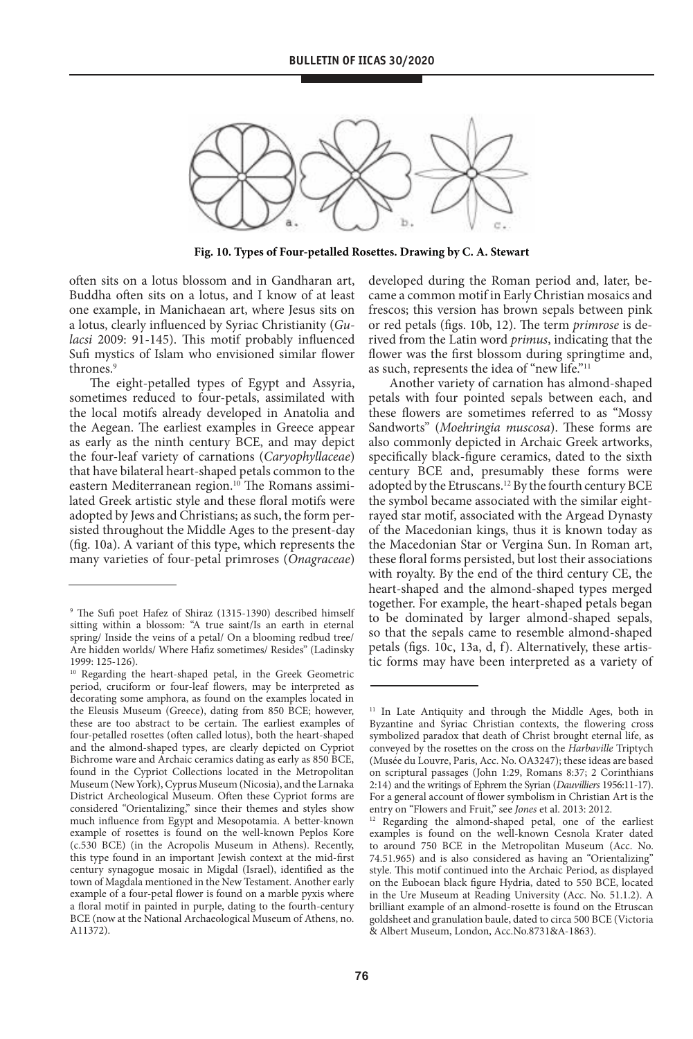**Fig. 10. Types of Four-petalled Rosettes. Drawing by C. A. Stewart**

often sits on a lotus blossom and in Gandharan art, Buddha often sits on a lotus, and I know of at least one example, in Manichaean art, where Jesus sits on a lotus, clearly influenced by Syriac Christianity (*Gulacsi* 2009: 91-145). This motif probably influenced Sufi mystics of Islam who envisioned similar flower thrones.[9]

The eight-petalled types of Egypt and Assyria, sometimes reduced to four-petals, assimilated with the local motifs already developed in Anatolia and the Aegean. The earliest examples in Greece appear as early as the ninth century BCE, and may depict the four-leaf variety of carnations (*Caryophyllaceae*) that have bilateral heart-shaped petals common to the eastern Mediterranean region.[10] The Romans assimilated Greek artistic style and these floral motifs were adopted by Jews and Christians; as such, the form persisted throughout the Middle Ages to the present-day (fig. 10a). A variant of this type, which represents the many varieties of four-petal primroses (*Onagraceae*) developed during the Roman period and, later, became a common motif in Early Christian mosaics and frescos; this version has brown sepals between pink or red petals (figs. 10b, 12). The term *primrose* is derived from the Latin word *primus*, indicating that the flower was the first blossom during springtime and, as such, represents the idea of "new life."[11]

Another variety of carnation has almond-shaped petals with four pointed sepals between each, and these flowers are sometimes referred to as "Mossy Sandworts" (*Moehringia muscosa*). These forms are also commonly depicted in Archaic Greek artworks, specifically black-figure ceramics, dated to the sixth century BCE and, presumably these forms were adopted by the Etruscans.[12] By the fourth century BCE the symbol became associated with the similar eight-rayed star motif, associated with the Argead Dynasty of the Macedonian kings, thus it is known today as the Macedonian Star or Vergina Sun. In Roman art, these floral forms persisted, but lost their associations with royalty. By the end of the third century CE, the heart-shaped and the almond-shaped types merged together. For example, the heart-shaped petals began to be dominated by larger almond-shaped sepals, so that the sepals came to resemble almond-shaped petals (figs. 10c, 13a, d, f). Alternatively, these artistic forms may have been interpreted as a variety of

---

[9] The Sufi poet Hafez of Shiraz (1315-1390) described himself sitting within a blossom: "A true saint/Is an earth in eternal spring/ Inside the veins of a petal/ On a blooming redbud tree/ Are hidden worlds/ Where Hafiz sometimes/ Resides" (Ladinsky 1999: 125-126).

[10] Regarding the heart-shaped petal, in the Greek Geometric period, cruciform or four-leaf flowers, may be interpreted as decorating some amphora, as found on the examples located in the Eleusis Museum (Greece), dating from 850 BCE; however, these are too abstract to be certain. The earliest examples of four-petalled rosettes (often called lotus), both the heart-shaped and the almond-shaped types, are clearly depicted on Cypriot Bichrome ware and Archaic ceramics dating as early as 850 BCE, found in the Cypriot Collections located in the Metropolitan Museum (New York), Cyprus Museum (Nicosia), and the Larnaka District Archeological Museum. Often these Cypriot forms are considered "Orientalizing," since their themes and styles show much influence from Egypt and Mesopotamia. A better-known example of rosettes is found on the well-known Peplos Kore (c.530 BCE) (in the Acropolis Museum in Athens). Recently, this type found in an important Jewish context at the mid-first century synagogue mosaic in Migdal (Israel), identified as the town of Magdala mentioned in the New Testament. Another early example of a four-petal flower is found on a marble pyxis where a floral motif in painted in purple, dating to the fourth-century BCE (now at the National Archaeological Museum of Athens, no. A11372).

[11] In Late Antiquity and through the Middle Ages, both in Byzantine and Syriac Christian contexts, the flowering cross symbolized paradox that death of Christ brought eternal life, as conveyed by the rosettes on the cross on the *Harbaville* Triptych (Musée du Louvre, Paris, Acc. No. OA3247); these ideas are based on scriptural passages (John 1:29, Romans 8:37; 2 Corinthians 2:14) and the writings of Ephrem the Syrian (*Dauvilliers* 1956:11-17). For a general account of flower symbolism in Christian Art is the entry on "Flowers and Fruit," see *Jones* et al. 2013: 2012.

[12] Regarding the almond-shaped petal, one of the earliest examples is found on the well-known Cesnola Krater dated to around 750 BCE in the Metropolitan Museum (Acc. No. 74.51.965) and is also considered as having an "Orientalizing" style. This motif continued into the Archaic Period, as displayed on the Euboean black figure Hydria, dated to 550 BCE, located in the Ure Museum at Reading University (Acc. No. 51.1.2). A brilliant example of an almond-rosette is found on the Etruscan goldsheet and granulation baule, dated to circa 500 BCE (Victoria & Albert Museum, London, Acc.No.8731&A-1863).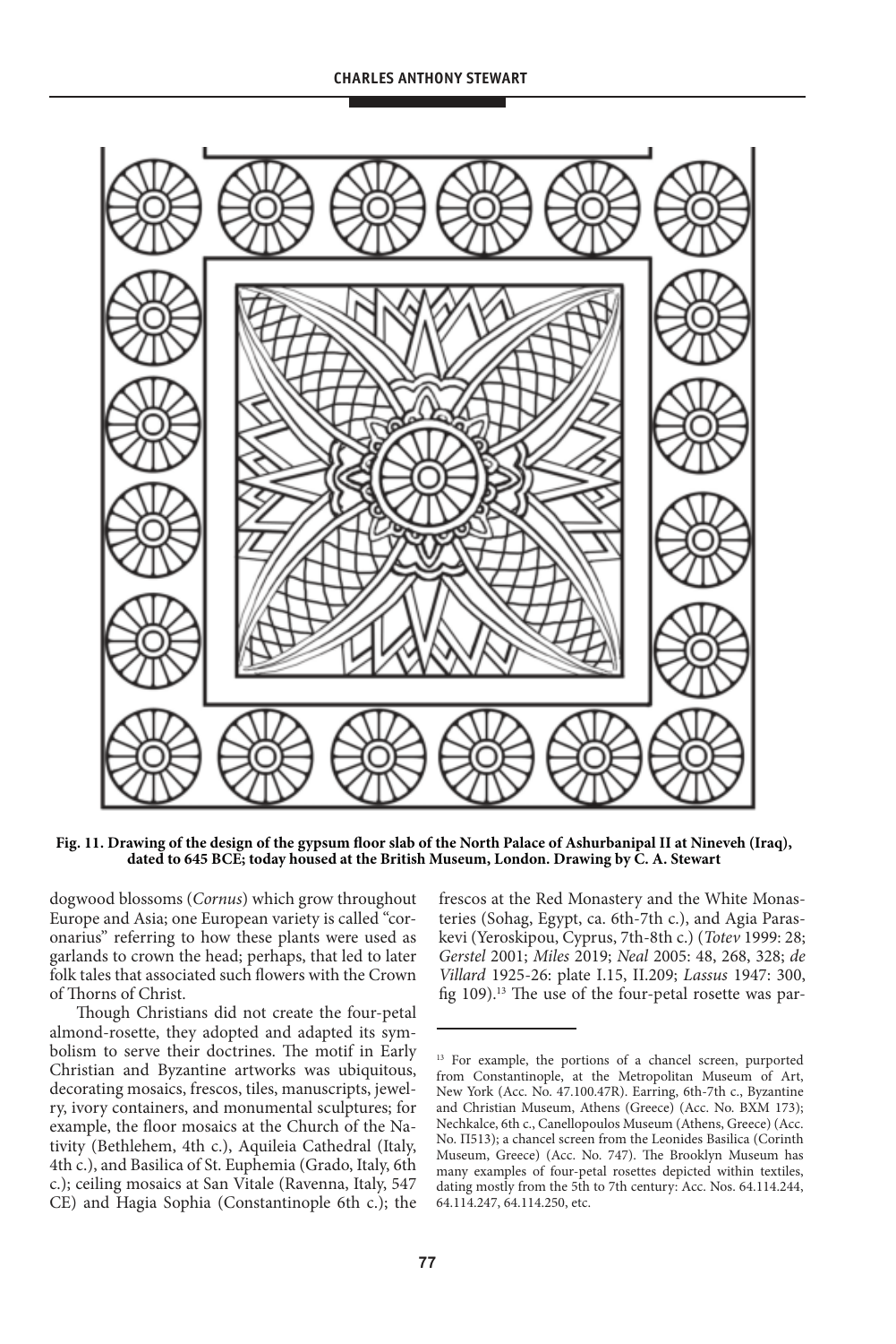**Fig. 11. Drawing of the design of the gypsum floor slab of the North Palace of Ashurbanipal II at Nineveh (Iraq), dated to 645 BCE; today housed at the British Museum, London. Drawing by C. A. Stewart**

dogwood blossoms (*Cornus*) which grow throughout Europe and Asia; one European variety is called "coronarius" referring to how these plants were used as garlands to crown the head; perhaps, that led to later folk tales that associated such flowers with the Crown of Thorns of Christ.

Though Christians did not create the four-petal almond-rosette, they adopted and adapted its symbolism to serve their doctrines. The motif in Early Christian and Byzantine artworks was ubiquitous, decorating mosaics, frescos, tiles, manuscripts, jewelry, ivory containers, and monumental sculptures; for example, the floor mosaics at the Church of the Nativity (Bethlehem, 4th c.), Aquileia Cathedral (Italy, 4th c.), and Basilica of St. Euphemia (Grado, Italy, 6th c.); ceiling mosaics at San Vitale (Ravenna, Italy, 547 CE) and Hagia Sophia (Constantinople 6th c.); the frescos at the Red Monastery and the White Monasteries (Sohag, Egypt, ca. 6th-7th c.), and Agia Paraskevi (Yeroskipou, Cyprus, 7th-8th c.) (*Totev* 1999: 28; *Gerstel* 2001; *Miles* 2019; *Neal* 2005: 48, 268, 328; *de Villard* 1925-26: plate I.15, II.209; *Lassus* 1947: 300, fig 109).[13] The use of the four-petal rosette was par-

[13] For example, the portions of a chancel screen, purported from Constantinople, at the Metropolitan Museum of Art, New York (Acc. No. 47.100.47R). Earring, 6th-7th c., Byzantine and Christian Museum, Athens (Greece) (Acc. No. BXM 173); Nechkalce, 6th c., Canellopoulos Museum (Athens, Greece) (Acc. No. Π513); a chancel screen from the Leonides Basilica (Corinth Museum, Greece) (Acc. No. 747). The Brooklyn Museum has many examples of four-petal rosettes depicted within textiles, dating mostly from the 5th to 7th century: Acc. Nos. 64.114.244, 64.114.247, 64.114.250, etc.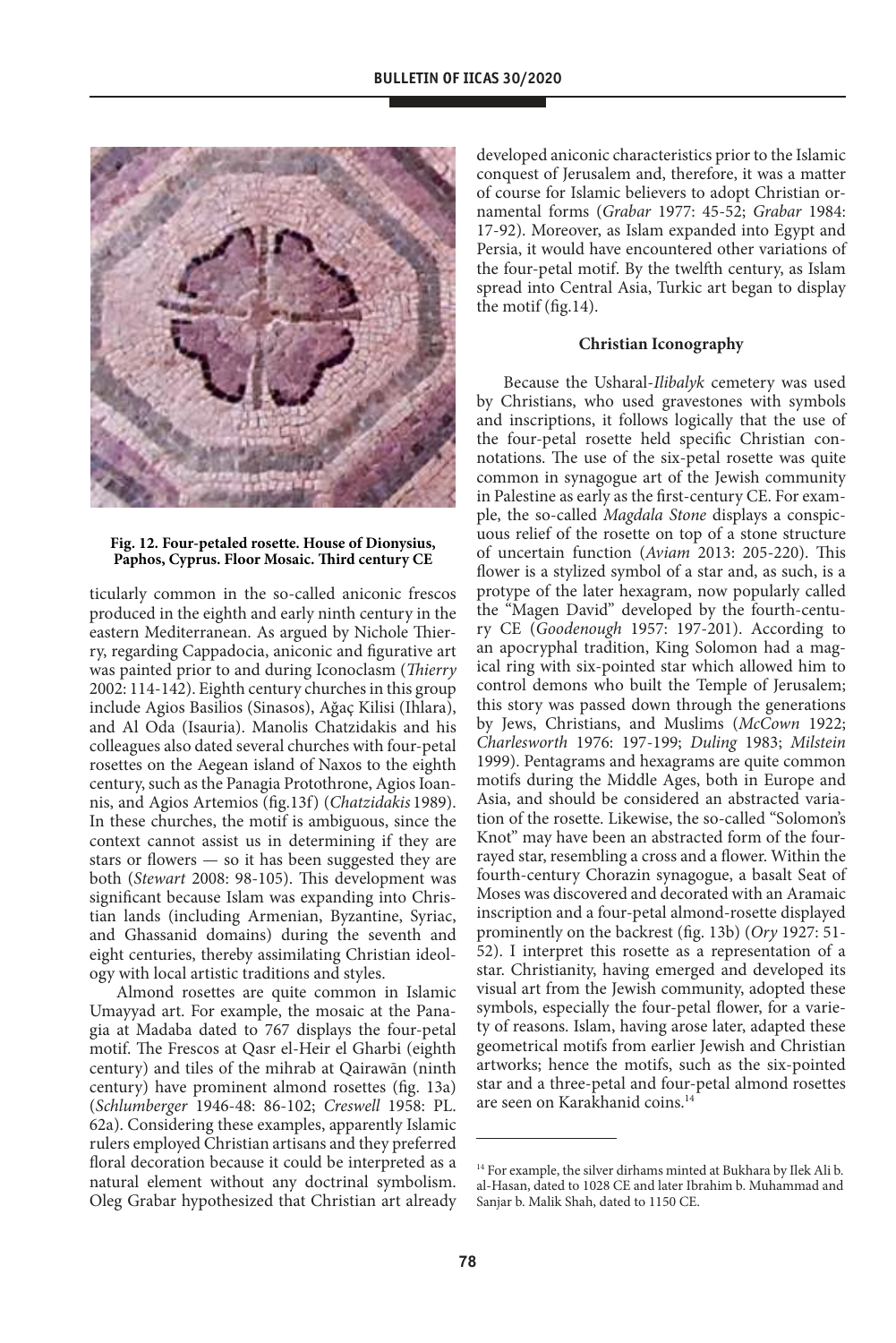**Fig. 12. Four-petaled rosette. House of Dionysius, Paphos, Cyprus. Floor Mosaic. Third century CE**

ticularly common in the so-called aniconic frescos produced in the eighth and early ninth century in the eastern Mediterranean. As argued by Nichole Thierry, regarding Cappadocia, aniconic and figurative art was painted prior to and during Iconoclasm (*Thierry* 2002: 114-142). Eighth century churches in this group include Agios Basilios (Sinasos), Ağaç Kilisi (Ihlara), and Al Oda (Isauria). Manolis Chatzidakis and his colleagues also dated several churches with four-petal rosettes on the Aegean island of Naxos to the eighth century, such as the Panagia Protothrone, Agios Ioannis, and Agios Artemios (fig.13f) (*Chatzidakis* 1989). In these churches, the motif is ambiguous, since the context cannot assist us in determining if they are stars or flowers — so it has been suggested they are both (*Stewart* 2008: 98-105). This development was significant because Islam was expanding into Christian lands (including Armenian, Byzantine, Syriac, and Ghassanid domains) during the seventh and eight centuries, thereby assimilating Christian ideology with local artistic traditions and styles.

Almond rosettes are quite common in Islamic Umayyad art. For example, the mosaic at the Panagia at Madaba dated to 767 displays the four-petal motif. The Frescos at Qasr el-Heir el Gharbi (eighth century) and tiles of the mihrab at Qairawān (ninth century) have prominent almond rosettes (fig. 13a) (*Schlumberger* 1946-48: 86-102; *Creswell* 1958: PL. 62a). Considering these examples, apparently Islamic rulers employed Christian artisans and they preferred floral decoration because it could be interpreted as a natural element without any doctrinal symbolism. Oleg Grabar hypothesized that Christian art already developed aniconic characteristics prior to the Islamic conquest of Jerusalem and, therefore, it was a matter of course for Islamic believers to adopt Christian ornamental forms (*Grabar* 1977: 45-52; *Grabar* 1984: 17-92). Moreover, as Islam expanded into Egypt and Persia, it would have encountered other variations of the four-petal motif. By the twelfth century, as Islam spread into Central Asia, Turkic art began to display the motif (fig.14).

### Christian Iconography

Because the Usharal-*Ilibalyk* cemetery was used by Christians, who used gravestones with symbols and inscriptions, it follows logically that the use of the four-petal rosette held specific Christian connotations. The use of the six-petal rosette was quite common in synagogue art of the Jewish community in Palestine as early as the first-century CE. For example, the so-called *Magdala Stone* displays a conspicuous relief of the rosette on top of a stone structure of uncertain function (*Aviam* 2013: 205-220). This flower is a stylized symbol of a star and, as such, is a protype of the later hexagram, now popularly called the "Magen David" developed by the fourth-century CE (*Goodenough* 1957: 197-201). According to an apocryphal tradition, King Solomon had a magical ring with six-pointed star which allowed him to control demons who built the Temple of Jerusalem; this story was passed down through the generations by Jews, Christians, and Muslims (*McCown* 1922; *Charlesworth* 1976: 197-199; *Duling* 1983; *Milstein* 1999). Pentagrams and hexagrams are quite common motifs during the Middle Ages, both in Europe and Asia, and should be considered an abstracted variation of the rosette. Likewise, the so-called "Solomon's Knot" may have been an abstracted form of the four-rayed star, resembling a cross and a flower. Within the fourth-century Chorazin synagogue, a basalt Seat of Moses was discovered and decorated with an Aramaic inscription and a four-petal almond-rosette displayed prominently on the backrest (fig. 13b) (*Ory* 1927: 51-52). I interpret this rosette as a representation of a star. Christianity, having emerged and developed its visual art from the Jewish community, adopted these symbols, especially the four-petal flower, for a variety of reasons. Islam, having arose later, adapted these geometrical motifs from earlier Jewish and Christian artworks; hence the motifs, such as the six-pointed star and a three-petal and four-petal almond rosettes are seen on Karakhanid coins.[14]

---

[14] For example, the silver dirhams minted at Bukhara by Ilek Ali b. al-Hasan, dated to 1028 CE and later Ibrahim b. Muhammad and Sanjar b. Malik Shah, dated to 1150 CE.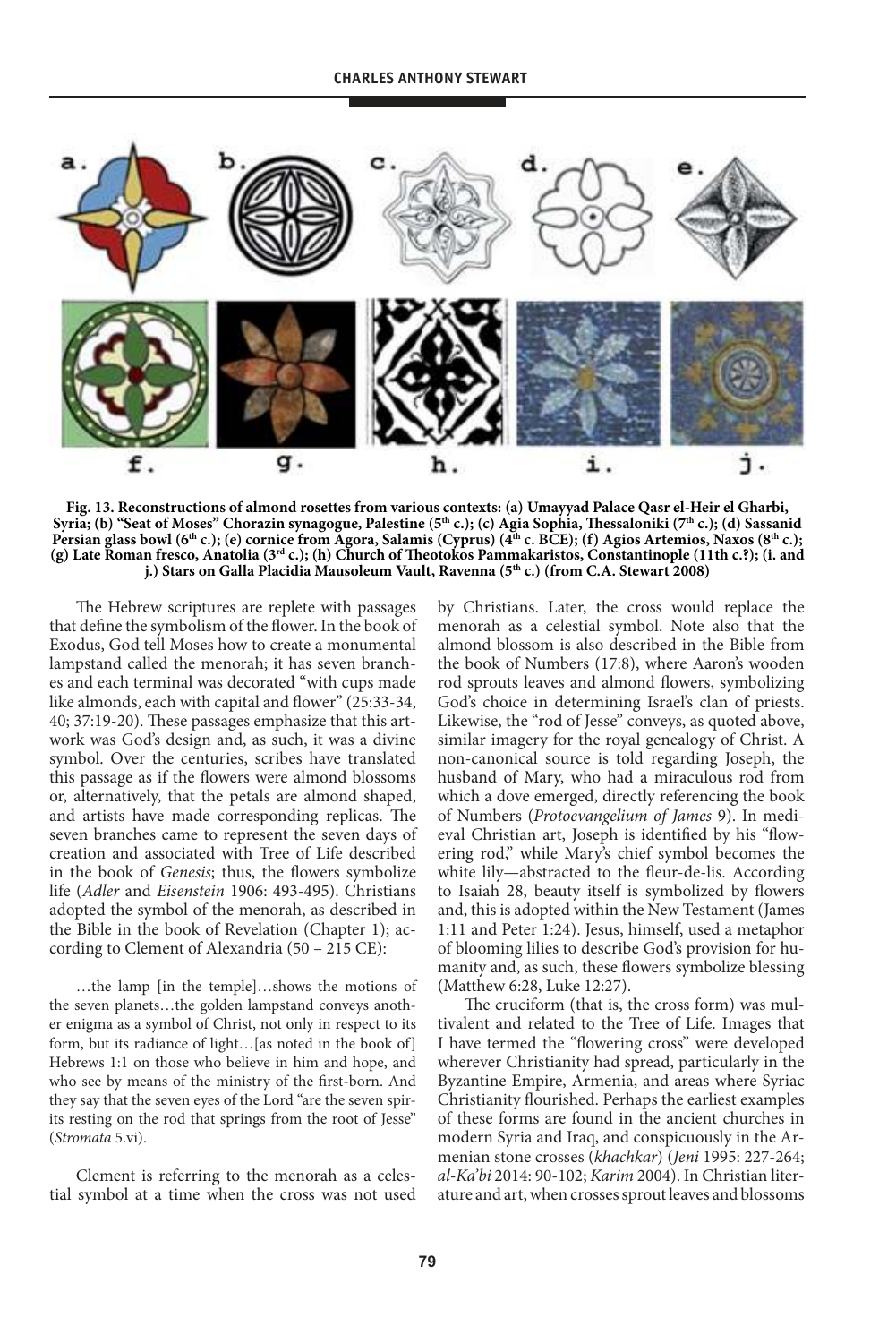Fig. 13. Reconstructions of almond rosettes from various contexts: (a) Umayyad Palace Qasr el-Heir el Gharbi, Syria; (b) "Seat of Moses" Chorazin synagogue, Palestine (5th c.); (c) Agia Sophia, Thessaloniki (7th c.); (d) Sassanid Persian glass bowl (6th c.); (e) cornice from Agora, Salamis (Cyprus) (4th c. BCE); (f) Agios Artemios, Naxos (8th c.); (g) Late Roman fresco, Anatolia (3rd c.); (h) Church of Theotokos Pammakaristos, Constantinople (11th c.?); (i. and j.) Stars on Galla Placidia Mausoleum Vault, Ravenna (5th c.) (from C.A. Stewart 2008)

The Hebrew scriptures are replete with passages that define the symbolism of the flower. In the book of Exodus, God tell Moses how to create a monumental lampstand called the menorah; it has seven branches and each terminal was decorated "with cups made like almonds, each with capital and flower" (25:33-34, 40; 37:19-20). These passages emphasize that this artwork was God's design and, as such, it was a divine symbol. Over the centuries, scribes have translated this passage as if the flowers were almond blossoms or, alternatively, that the petals are almond shaped, and artists have made corresponding replicas. The seven branches came to represent the seven days of creation and associated with Tree of Life described in the book of *Genesis*; thus, the flowers symbolize life (*Adler* and *Eisenstein* 1906: 493-495). Christians adopted the symbol of the menorah, as described in the Bible in the book of Revelation (Chapter 1); according to Clement of Alexandria (50 – 215 CE):

> …the lamp [in the temple]…shows the motions of the seven planets…the golden lampstand conveys another enigma as a symbol of Christ, not only in respect to its form, but its radiance of light…[as noted in the book of] Hebrews 1:1 on those who believe in him and hope, and who see by means of the ministry of the first-born. And they say that the seven eyes of the Lord "are the seven spirits resting on the rod that springs from the root of Jesse" (*Stromata* 5.vi).

Clement is referring to the menorah as a celestial symbol at a time when the cross was not used by Christians. Later, the cross would replace the menorah as a celestial symbol. Note also that the almond blossom is also described in the Bible from the book of Numbers (17:8), where Aaron's wooden rod sprouts leaves and almond flowers, symbolizing God's choice in determining Israel's clan of priests. Likewise, the "rod of Jesse" conveys, as quoted above, similar imagery for the royal genealogy of Christ. A non-canonical source is told regarding Joseph, the husband of Mary, who had a miraculous rod from which a dove emerged, directly referencing the book of Numbers (*Protoevangelium of James* 9). In medieval Christian art, Joseph is identified by his "flowering rod," while Mary's chief symbol becomes the white lily—abstracted to the fleur-de-lis. According to Isaiah 28, beauty itself is symbolized by flowers and, this is adopted within the New Testament (James 1:11 and Peter 1:24). Jesus, himself, used a metaphor of blooming lilies to describe God's provision for humanity and, as such, these flowers symbolize blessing (Matthew 6:28, Luke 12:27).

The cruciform (that is, the cross form) was multivalent and related to the Tree of Life. Images that I have termed the "flowering cross" were developed wherever Christianity had spread, particularly in the Byzantine Empire, Armenia, and areas where Syriac Christianity flourished. Perhaps the earliest examples of these forms are found in the ancient churches in modern Syria and Iraq, and conspicuously in the Armenian stone crosses (*khachkar*) (*Jeni* 1995: 227-264; *al-Ka'bi* 2014: 90-102; *Karim* 2004). In Christian literature and art, when crosses sprout leaves and blossoms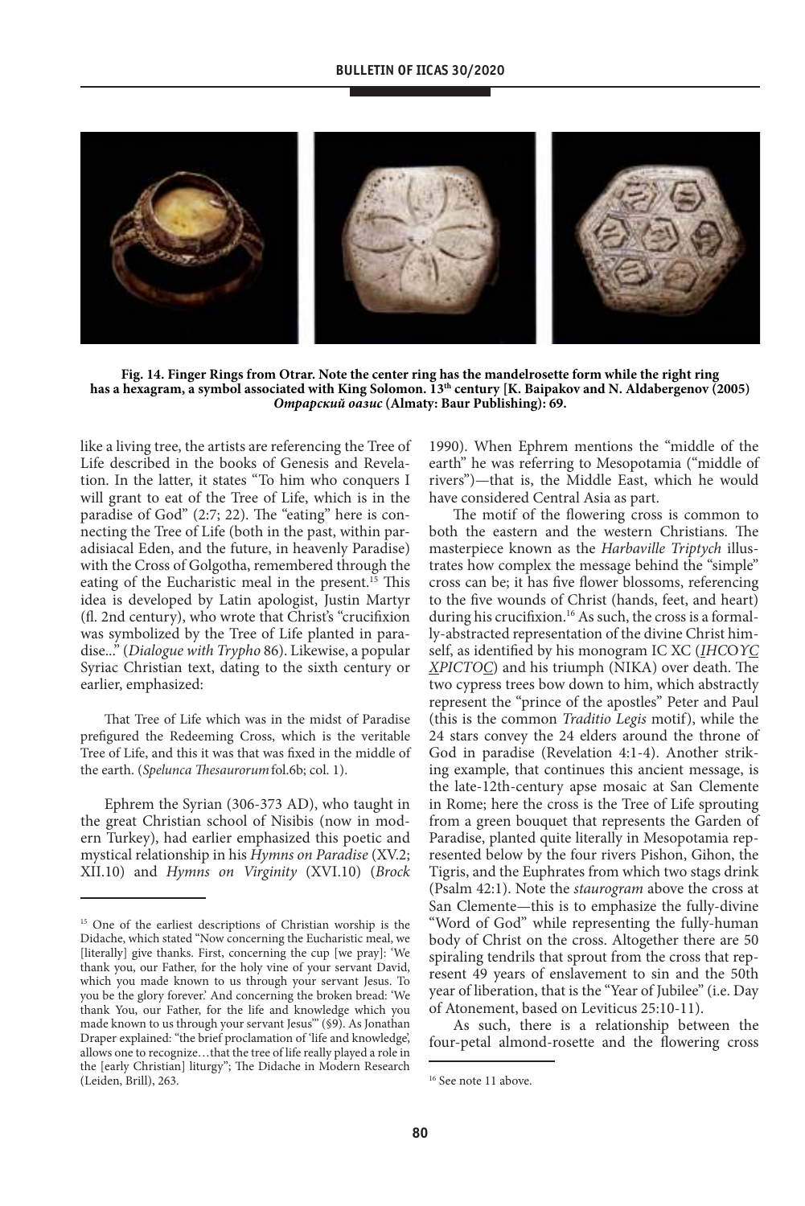**Fig. 14. Finger Rings from Otrar. Note the center ring has the mandelrosette form while the right ring has a hexagram, a symbol associated with King Solomon. 13th century [K. Baipakov and N. Aldabergenov (2005) *Отрарский оазис* (Almaty: Baur Publishing): 69.**

like a living tree, the artists are referencing the Tree of Life described in the books of Genesis and Revelation. In the latter, it states "To him who conquers I will grant to eat of the Tree of Life, which is in the paradise of God" (2:7; 22). The "eating" here is connecting the Tree of Life (both in the past, within paradisiacal Eden, and the future, in heavenly Paradise) with the Cross of Golgotha, remembered through the eating of the Eucharistic meal in the present.[15] This idea is developed by Latin apologist, Justin Martyr (fl. 2nd century), who wrote that Christ's "crucifixion was symbolized by the Tree of Life planted in paradise..." (*Dialogue with Trypho* 86). Likewise, a popular Syriac Christian text, dating to the sixth century or earlier, emphasized:

> That Tree of Life which was in the midst of Paradise prefigured the Redeeming Cross, which is the veritable Tree of Life, and this it was that was fixed in the middle of the earth. (*Spelunca Thesaurorum* fol.6b; col. 1).

Ephrem the Syrian (306-373 AD), who taught in the great Christian school of Nisibis (now in modern Turkey), had earlier emphasized this poetic and mystical relationship in his *Hymns on Paradise* (XV.2; XII.10) and *Hymns on Virginity* (XVI.10) (*Brock* 1990). When Ephrem mentions the "middle of the earth" he was referring to Mesopotamia ("middle of rivers")—that is, the Middle East, which he would have considered Central Asia as part.

The motif of the flowering cross is common to both the eastern and the western Christians. The masterpiece known as the *Harbaville Triptych* illustrates how complex the message behind the "simple" cross can be; it has five flower blossoms, referencing to the five wounds of Christ (hands, feet, and heart) during his crucifixion.[16] As such, the cross is a formally-abstracted representation of the divine Christ himself, as identified by his monogram IC XC (*IHCOYC XPICTOC*) and his triumph (NIKA) over death. The two cypress trees bow down to him, which abstractly represent the "prince of the apostles" Peter and Paul (this is the common *Traditio Legis* motif), while the 24 stars convey the 24 elders around the throne of God in paradise (Revelation 4:1-4). Another striking example, that continues this ancient message, is the late-12th-century apse mosaic at San Clemente in Rome; here the cross is the Tree of Life sprouting from a green bouquet that represents the Garden of Paradise, planted quite literally in Mesopotamia represented below by the four rivers Pishon, Gihon, the Tigris, and the Euphrates from which two stags drink (Psalm 42:1). Note the *staurogram* above the cross at San Clemente—this is to emphasize the fully-divine "Word of God" while representing the fully-human body of Christ on the cross. Altogether there are 50 spiraling tendrils that sprout from the cross that represent 49 years of enslavement to sin and the 50th year of liberation, that is the "Year of Jubilee" (i.e. Day of Atonement, based on Leviticus 25:10-11).

As such, there is a relationship between the four-petal almond-rosette and the flowering cross

---

[15] One of the earliest descriptions of Christian worship is the Didache, which stated "Now concerning the Eucharistic meal, we [literally] give thanks. First, concerning the cup [we pray]: 'We thank you, our Father, for the holy vine of your servant David, which you made known to us through your servant Jesus. To you be the glory forever.' And concerning the broken bread: 'We thank You, our Father, for the life and knowledge which you made known to us through your servant Jesus'" (§9). As Jonathan Draper explained: "the brief proclamation of 'life and knowledge', allows one to recognize…that the tree of life really played a role in the [early Christian] liturgy"; The Didache in Modern Research (Leiden, Brill), 263.

[16] See note 11 above.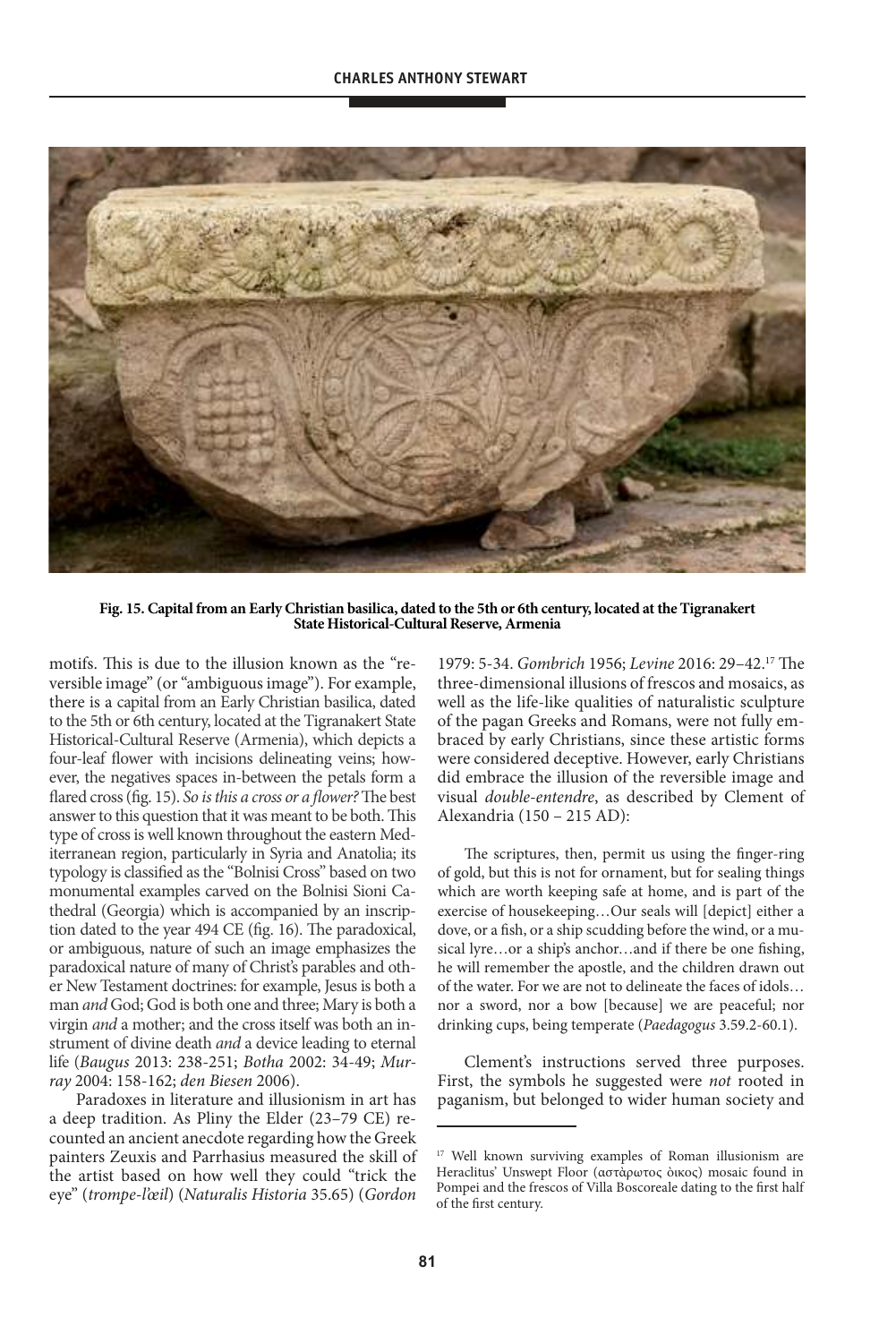**Fig. 15. Capital from an Early Christian basilica, dated to the 5th or 6th century, located at the Tigranakert State Historical-Cultural Reserve, Armenia**

motifs. This is due to the illusion known as the "reversible image" (or "ambiguous image"). For example, there is a capital from an Early Christian basilica, dated to the 5th or 6th century, located at the Tigranakert State Historical-Cultural Reserve (Armenia), which depicts a four-leaf flower with incisions delineating veins; however, the negatives spaces in-between the petals form a flared cross (fig. 15). *So is this a cross or a flower?* The best answer to this question that it was meant to be both. This type of cross is well known throughout the eastern Mediterranean region, particularly in Syria and Anatolia; its typology is classified as the "Bolnisi Cross" based on two monumental examples carved on the Bolnisi Sioni Cathedral (Georgia) which is accompanied by an inscription dated to the year 494 CE (fig. 16). The paradoxical, or ambiguous, nature of such an image emphasizes the paradoxical nature of many of Christ's parables and other New Testament doctrines: for example, Jesus is both a man *and* God; God is both one and three; Mary is both a virgin *and* a mother; and the cross itself was both an instrument of divine death *and* a device leading to eternal life (*Baugus* 2013: 238-251; *Botha* 2002: 34-49; *Murray* 2004: 158-162; *den Biesen* 2006).

Paradoxes in literature and illusionism in art has a deep tradition. As Pliny the Elder (23–79 CE) recounted an ancient anecdote regarding how the Greek painters Zeuxis and Parrhasius measured the skill of the artist based on how well they could "trick the eye" (*trompe-l'œil*) (*Naturalis Historia* 35.65) (*Gordon* 1979: 5-34. *Gombrich* 1956; *Levine* 2016: 29–42.[17] The three-dimensional illusions of frescos and mosaics, as well as the life-like qualities of naturalistic sculpture of the pagan Greeks and Romans, were not fully embraced by early Christians, since these artistic forms were considered deceptive. However, early Christians did embrace the illusion of the reversible image and visual *double-entendre*, as described by Clement of Alexandria (150 – 215 AD):

> The scriptures, then, permit us using the finger-ring of gold, but this is not for ornament, but for sealing things which are worth keeping safe at home, and is part of the exercise of housekeeping…Our seals will [depict] either a dove, or a fish, or a ship scudding before the wind, or a musical lyre…or a ship's anchor…and if there be one fishing, he will remember the apostle, and the children drawn out of the water. For we are not to delineate the faces of idols… nor a sword, nor a bow [because] we are peaceful; nor drinking cups, being temperate (*Paedagogus* 3.59.2-60.1).

Clement's instructions served three purposes. First, the symbols he suggested were *not* rooted in paganism, but belonged to wider human society and

[17] Well known surviving examples of Roman illusionism are Heraclitus' Unswept Floor (αστὰρωτος ὀικος) mosaic found in Pompei and the frescos of Villa Boscoreale dating to the first half of the first century.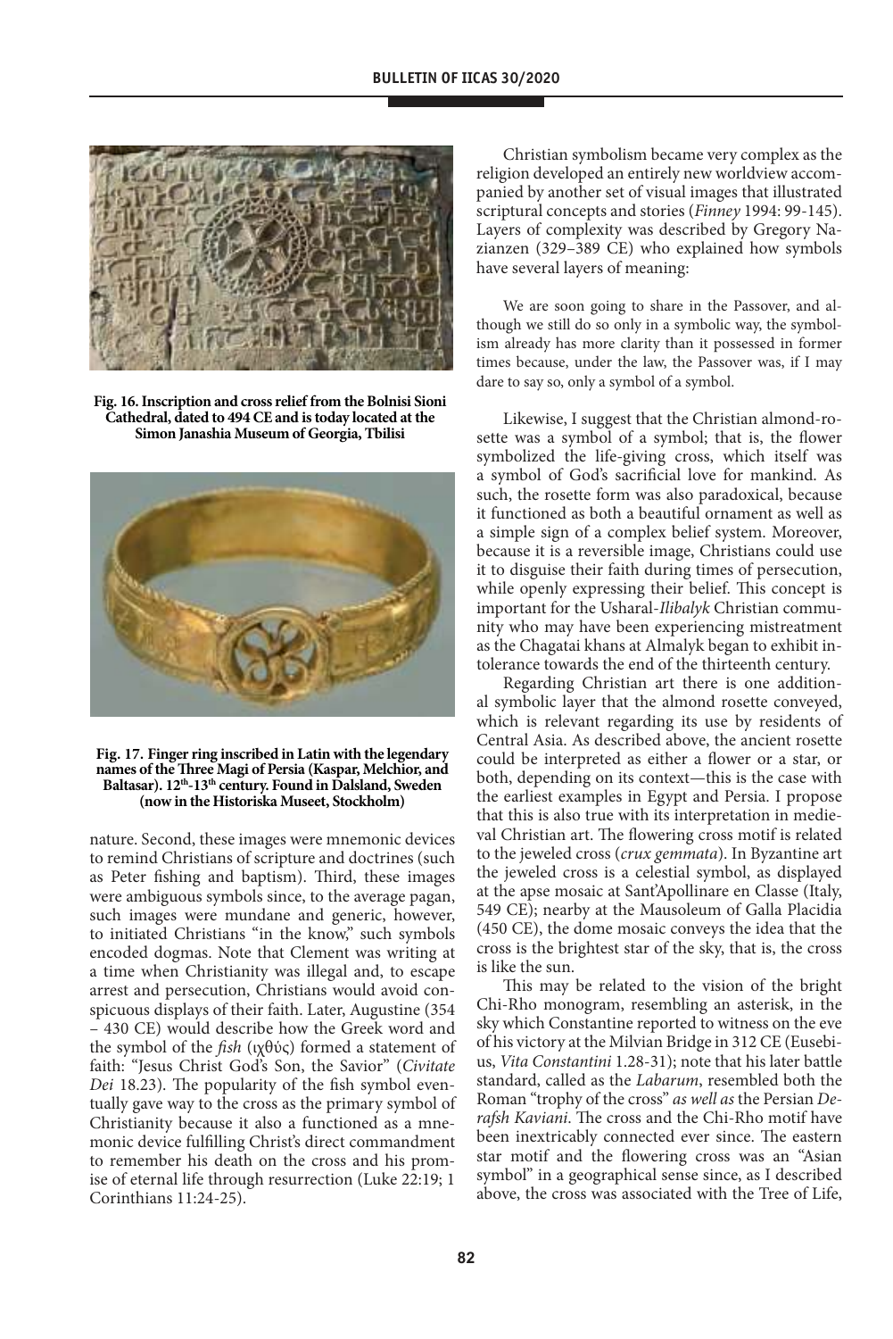Fig. 16. Inscription and cross relief from the Bolnisi Sioni Cathedral, dated to 494 CE and is today located at the Simon Janashia Museum of Georgia, Tbilisi

Fig. 17. Finger ring inscribed in Latin with the legendary names of the Three Magi of Persia (Kaspar, Melchior, and Baltasar). 12th-13th century. Found in Dalsland, Sweden (now in the Historiska Museet, Stockholm)

nature. Second, these images were mnemonic devices to remind Christians of scripture and doctrines (such as Peter fishing and baptism). Third, these images were ambiguous symbols since, to the average pagan, such images were mundane and generic, however, to initiated Christians "in the know," such symbols encoded dogmas. Note that Clement was writing at a time when Christianity was illegal and, to escape arrest and persecution, Christians would avoid conspicuous displays of their faith. Later, Augustine (354 – 430 CE) would describe how the Greek word and the symbol of the *fish* (ιχθύς) formed a statement of faith: "Jesus Christ God's Son, the Savior" (*Civitate Dei* 18.23). The popularity of the fish symbol eventually gave way to the cross as the primary symbol of Christianity because it also a functioned as a mnemonic device fulfilling Christ's direct commandment to remember his death on the cross and his promise of eternal life through resurrection (Luke 22:19; 1 Corinthians 11:24-25).

Christian symbolism became very complex as the religion developed an entirely new worldview accompanied by another set of visual images that illustrated scriptural concepts and stories (*Finney* 1994: 99-145). Layers of complexity was described by Gregory Nazianzen (329–389 CE) who explained how symbols have several layers of meaning:

> We are soon going to share in the Passover, and although we still do so only in a symbolic way, the symbolism already has more clarity than it possessed in former times because, under the law, the Passover was, if I may dare to say so, only a symbol of a symbol.

Likewise, I suggest that the Christian almond-rosette was a symbol of a symbol; that is, the flower symbolized the life-giving cross, which itself was a symbol of God's sacrificial love for mankind. As such, the rosette form was also paradoxical, because it functioned as both a beautiful ornament as well as a simple sign of a complex belief system. Moreover, because it is a reversible image, Christians could use it to disguise their faith during times of persecution, while openly expressing their belief. This concept is important for the Usharal-*Ilibalyk* Christian community who may have been experiencing mistreatment as the Chagatai khans at Almalyk began to exhibit intolerance towards the end of the thirteenth century.

Regarding Christian art there is one additional symbolic layer that the almond rosette conveyed, which is relevant regarding its use by residents of Central Asia. As described above, the ancient rosette could be interpreted as either a flower or a star, or both, depending on its context—this is the case with the earliest examples in Egypt and Persia. I propose that this is also true with its interpretation in medieval Christian art. The flowering cross motif is related to the jeweled cross (*crux gemmata*). In Byzantine art the jeweled cross is a celestial symbol, as displayed at the apse mosaic at Sant'Apollinare en Classe (Italy, 549 CE); nearby at the Mausoleum of Galla Placidia (450 CE), the dome mosaic conveys the idea that the cross is the brightest star of the sky, that is, the cross is like the sun.

This may be related to the vision of the bright Chi-Rho monogram, resembling an asterisk, in the sky which Constantine reported to witness on the eve of his victory at the Milvian Bridge in 312 CE (Eusebius, *Vita Constantini* 1.28-31); note that his later battle standard, called as the *Labarum*, resembled both the Roman "trophy of the cross" *as well as* the Persian *Derafsh Kaviani*. The cross and the Chi-Rho motif have been inextricably connected ever since. The eastern star motif and the flowering cross was an "Asian symbol" in a geographical sense since, as I described above, the cross was associated with the Tree of Life,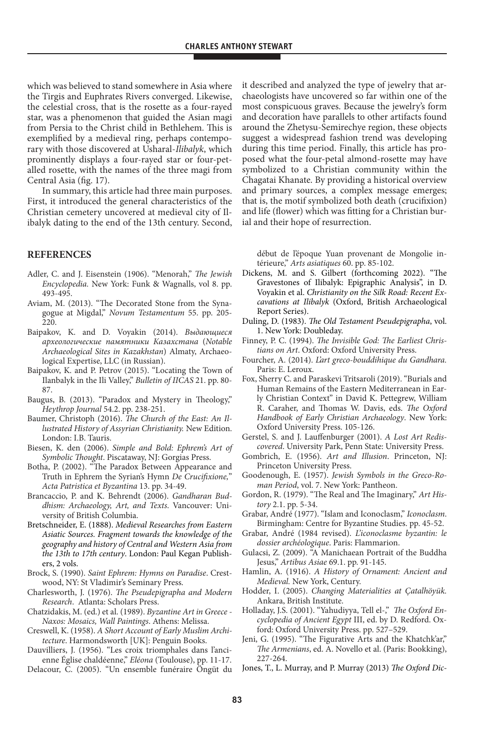which was believed to stand somewhere in Asia where the Tirgis and Euphrates Rivers converged. Likewise, the celestial cross, that is the rosette as a four-rayed star, was a phenomenon that guided the Asian magi from Persia to the Christ child in Bethlehem. This is exemplified by a medieval ring, perhaps contemporary with those discovered at Usharal-*Ilibalyk*, which prominently displays a four-rayed star or four-petalled rosette, with the names of the three magi from Central Asia (fig. 17).

In summary, this article had three main purposes. First, it introduced the general characteristics of the Christian cemetery uncovered at medieval city of Ilibalyk dating to the end of the 13th century. Second, it described and analyzed the type of jewelry that archaeologists have uncovered so far within one of the most conspicuous graves. Because the jewelry's form and decoration have parallels to other artifacts found around the Zhetysu-Semirechye region, these objects suggest a widespread fashion trend was developing during this time period. Finally, this article has proposed what the four-petal almond-rosette may have symbolized to a Christian community within the Chagatai Khanate. By providing a historical overview and primary sources, a complex message emerges; that is, the motif symbolized both death (crucifixion) and life (flower) which was fitting for a Christian burial and their hope of resurrection.

## REFERENCES

- Adler, C. and J. Eisenstein (1906). "Menorah," *The Jewish Encyclopedia*. New York: Funk & Wagnalls, vol 8. pp. 493-495.
- Aviam, M. (2013). "The Decorated Stone from the Synagogue at Migdal," *Novum Testamentum* 55. pp. 205-220.
- Baipakov, K. and D. Voyakin (2014). *Выдающиеся археологические памятники Казахстана* (*Notable Archaeological Sites in Kazakhstan*) Almaty, Archaeological Expertise, LLC (in Russian).
- Baipakov, K. and P. Petrov (2015). "Locating the Town of Ilanbalyk in the Ili Valley," *Bulletin of IICAS* 21. pp. 80-87.
- Baugus, B. (2013). "Paradox and Mystery in Theology," *Heythrop Journal* 54.2. pp. 238-251.
- Baumer, Christoph (2016). *The Church of the East: An Illustrated History of Assyrian Christianity.* New Edition. London: I.B. Tauris.
- Biesen, K. den (2006). *Simple and Bold: Ephrem's Art of Symbolic Thought*. Piscataway, NJ: Gorgias Press.
- Botha, P. (2002). "The Paradox Between Appearance and Truth in Ephrem the Syrian's Hymn *De Crucifixione,*" *Acta Patristica et Byzantina* 13. pp. 34-49.
- Brancaccio, P. and K. Behrendt (2006). *Gandharan Buddhism: Archaeology, Art, and Texts*. Vancouver: University of British Columbia.
- Bretschneider, E. (1888). *Medieval Researches from Eastern Asiatic Sources. Fragment towards the knowledge of the geography and history of Central and Western Asia from the 13th to 17th century*. London: Paul Kegan Publishers, 2 vols.
- Brock, S. (1990). *Saint Ephrem: Hymns on Paradise*. Crestwood, NY: St Vladimir's Seminary Press.
- Charlesworth, J. (1976). *The Pseudepigrapha and Modern Research*. Atlanta: Scholars Press.
- Chatzidakis, M. (ed.) et al. (1989). *Byzantine Art in Greece - Naxos: Mosaics, Wall Paintings*. Athens: Melissa.
- Creswell, K. (1958). *A Short Account of Early Muslim Architecture.* Harmondsworth [UK]: Penguin Books.
- Dauvilliers, J. (1956). "Les croix triomphales dans l'ancienne Église chaldéenne," *Eléona* (Toulouse), pp. 11-17.
- Delacour, C. (2005). "Un ensemble funéraire Öngüt du début de l'époque Yuan provenant de Mongolie intérieure," *Arts asiatiques* 60. pp. 85-102.
- Dickens, M. and S. Gilbert (forthcoming 2022). "The Gravestones of Ilibalyk: Epigraphic Analysis", in D. Voyakin et al. *Christianity on the Silk Road: Recent Excavations at Ilibalyk* (Oxford, British Archaeological Report Series).
- Duling, D. (1983). *The Old Testament Pseudepigrapha*, vol. 1. New York: Doubleday.
- Finney, P. C. (1994). *The Invisible God: The Earliest Christians on Art*. Oxford: Oxford University Press.
- Fourcher, A. (2014). *L'art greco-bouddihique du Gandhara.* Paris: E. Leroux.
- Fox, Sherry C. and Paraskevi Tritsaroli (2019). "Burials and Human Remains of the Eastern Mediterranean in Early Christian Context" in David K. Pettegrew, William R. Caraher, and Thomas W. Davis, eds. *The Oxford Handbook of Early Christian Archaeology*. New York: Oxford University Press. 105-126.
- Gerstel, S. and J. Lauffenburger (2001). *A Lost Art Rediscovered*. University Park, Penn State: University Press.
- Gombrich, E. (1956). *Art and Illusion*. Princeton, NJ: Princeton University Press.
- Goodenough, E. (1957). *Jewish Symbols in the Greco-Roman Period*, vol. 7. New York: Pantheon.
- Gordon, R. (1979). "The Real and The Imaginary," *Art History* 2.1. pp. 5-34.
- Grabar, André (1977). "Islam and Iconoclasm," *Iconoclasm*. Birmingham: Centre for Byzantine Studies. pp. 45-52.
- Grabar, André (1984 revised). *L'iconoclasme byzantin: le dossier archéologique*. Paris: Flammarion.
- Gulacsi, Z. (2009). "A Manichaean Portrait of the Buddha Jesus," *Artibus Asiae* 69.1. pp. 91-145.
- Hamlin, A. (1916). *A History of Ornament: Ancient and Medieval.* New York, Century.
- Hodder, I. (2005). *Changing Materialities at Çatalhöyük*. Ankara, British Institute.
- Holladay, J.S. (2001). "Yahudiyya, Tell el-," *The Oxford Encyclopedia of Ancient Egypt* III, ed. by D. Redford. Oxford: Oxford University Press. pp. 527–529.
- Jeni, G. (1995). "The Figurative Arts and the Khatchk'ar," *The Armenians*, ed. A. Novello et al. (Paris: Bookking), 227-264.
- Jones, T., L. Murray, and P. Murray (2013) *The Oxford Dic-*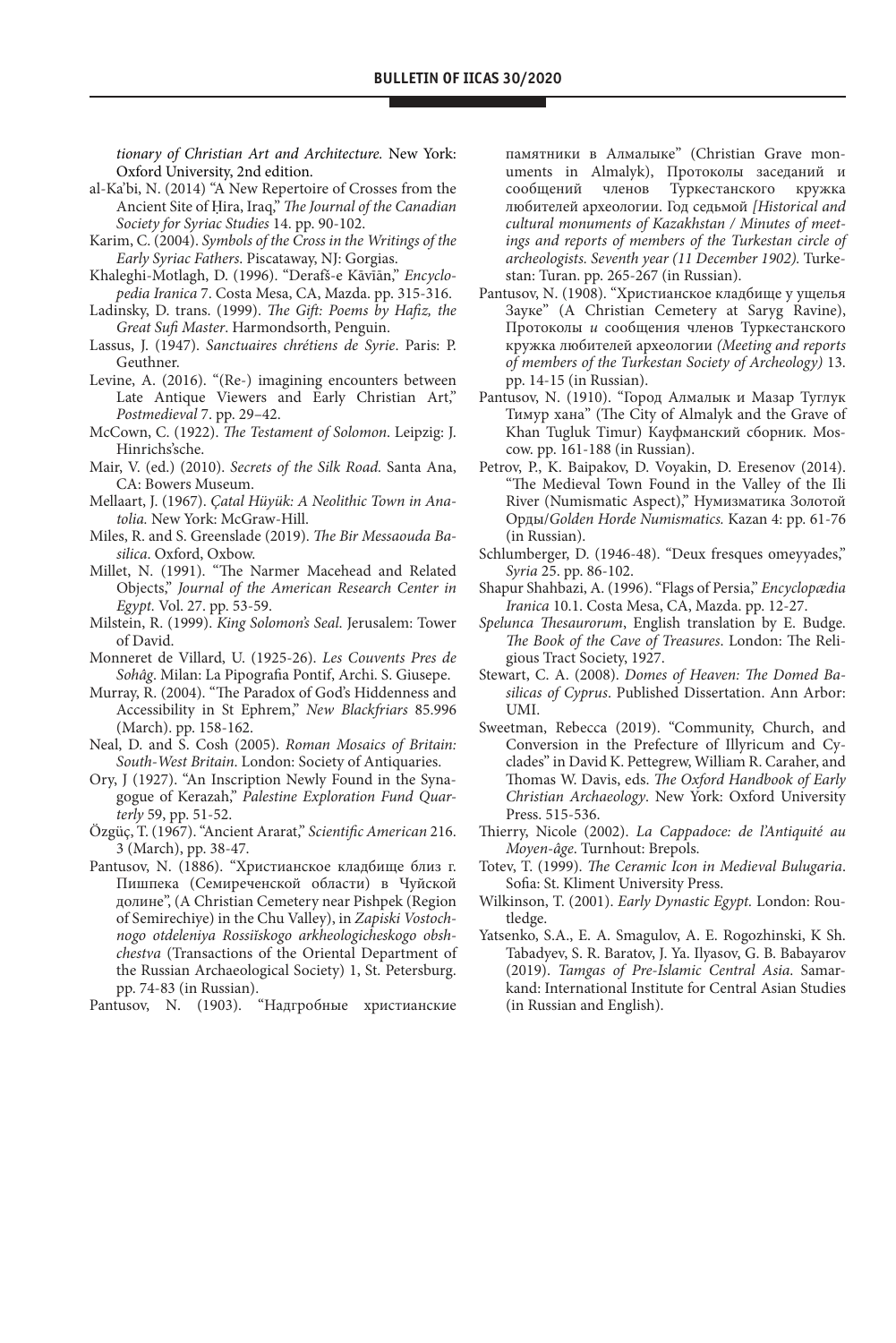*tionary of Christian Art and Architecture.* New York: Oxford University, 2nd edition.

al-Ka'bi, N. (2014) "A New Repertoire of Crosses from the Ancient Site of Ḥira, Iraq," *The Journal of the Canadian Society for Syriac Studies* 14. pp. 90-102.

Karim, C. (2004). *Symbols of the Cross in the Writings of the Early Syriac Fathers*. Piscataway, NJ: Gorgias.

Khaleghi-Motlagh, D. (1996). "Derafš-e Kāvīān," *Encyclopedia Iranica* 7. Costa Mesa, CA, Mazda. pp. 315-316.

Ladinsky, D. trans. (1999). *The Gift: Poems by Hafiz, the Great Sufi Master*. Harmondsorth, Penguin.

Lassus, J. (1947). *Sanctuaires chrétiens de Syrie*. Paris: P. Geuthner.

Levine, A. (2016). "(Re-) imagining encounters between Late Antique Viewers and Early Christian Art," *Postmedieval* 7. pp. 29–42.

McCown, C. (1922). *The Testament of Solomon*. Leipzig: J. Hinrichs'sche.

Mair, V. (ed.) (2010). *Secrets of the Silk Road.* Santa Ana, CA: Bowers Museum.

Mellaart, J. (1967). *Çatal Hüyük: A Neolithic Town in Anatolia.* New York: McGraw-Hill.

Miles, R. and S. Greenslade (2019). *The Bir Messaouda Basilica.* Oxford, Oxbow.

Millet, N. (1991). "The Narmer Macehead and Related Objects," *Journal of the American Research Center in Egypt*. Vol. 27. pp. 53-59.

Milstein, R. (1999). *King Solomon's Seal.* Jerusalem: Tower of David.

Monneret de Villard, U. (1925-26). *Les Couvents Pres de Sohâg*. Milan: La Pipografia Pontif, Archi. S. Giusepe.

Murray, R. (2004). "The Paradox of God's Hiddenness and Accessibility in St Ephrem," *New Blackfriars* 85.996 (March). pp. 158-162.

Neal, D. and S. Cosh (2005). *Roman Mosaics of Britain: South-West Britain*. London: Society of Antiquaries.

Ory, J (1927). "An Inscription Newly Found in the Synagogue of Kerazah," *Palestine Exploration Fund Quarterly* 59, pp. 51-52.

Özgüç, T. (1967). "Ancient Ararat," *Scientific American* 216. 3 (March), pp. 38-47.

Pantusov, N. (1886). "Христианское кладбище близ г. Пишпека (Семиреченской области) в Чуйской долине", (A Christian Cemetery near Pishpek (Region of Semirechiye) in the Chu Valley), in *Zapiski Vostochnogo otdeleniya Rossiĭskogo arkheologicheskogo obshchestva* (Transactions of the Oriental Department of the Russian Archaeological Society) 1, St. Petersburg. pp. 74-83 (in Russian).

Pantusov, N. (1903). "Надгробные христианские памятники в Алмалыке" (Christian Grave monuments in Almalyk), Протоколы заседаний и сообщений членов Туркестанского кружка любителей археологии. Год седьмой *[Historical and cultural monuments of Kazakhstan / Minutes of meetings and reports of members of the Turkestan circle of archeologists. Seventh year (11 December 1902).* Turkestan: Turan. pp. 265-267 (in Russian).

Pantusov, N. (1908). "Христианское кладбище у ущелья Зауке" (A Christian Cemetery at Saryg Ravine), Протоколы *и* сообщения членов Туркестанского кружка любителей археологии *(Meeting and reports of members of the Turkestan Society of Archeology)* 13. pp. 14-15 (in Russian).

Pantusov, N. (1910). "Город Алмалык и Мазар Туглук Тимур хана" (The City of Almalyk and the Grave of Khan Tugluk Timur) Кауфманский сборник. Moscow. pp. 161-188 (in Russian).

Petrov, P., K. Baipakov, D. Voyakin, D. Eresenov (2014). "The Medieval Town Found in the Valley of the Ili River (Numismatic Aspect)," Нумизматика Золотой Орды/*Golden Horde Numismatics.* Kazan 4: pp. 61-76 (in Russian).

Schlumberger, D. (1946-48). "Deux fresques omeyyades," *Syria* 25. pp. 86-102.

Shapur Shahbazi, A. (1996). "Flags of Persia," *Encyclopædia Iranica* 10.1. Costa Mesa, CA, Mazda. pp. 12-27.

*Spelunca Thesaurorum*, English translation by E. Budge. *The Book of the Cave of Treasures*. London: The Religious Tract Society, 1927.

Stewart, C. A. (2008). *Domes of Heaven: The Domed Basilicas of Cyprus*. Published Dissertation. Ann Arbor: UMI.

Sweetman, Rebecca (2019). "Community, Church, and Conversion in the Prefecture of Illyricum and Cyclades" in David K. Pettegrew, William R. Caraher, and Thomas W. Davis, eds. *The Oxford Handbook of Early Christian Archaeology*. New York: Oxford University Press. 515-536.

Thierry, Nicole (2002). *La Cappadoce: de l'Antiquité au Moyen-âge*. Turnhout: Brepols.

Totev, T. (1999). *The Ceramic Icon in Medieval Bulugaria*. Sofia: St. Kliment University Press.

Wilkinson, T. (2001). *Early Dynastic Egypt*. London: Routledge.

Yatsenko, S.A., E. A. Smagulov, A. E. Rogozhinski, K Sh. Tabadyev, S. R. Baratov, J. Ya. Ilyasov, G. B. Babayarov (2019). *Tamgas of Pre-Islamic Central Asia.* Samarkand: International Institute for Central Asian Studies (in Russian and English).